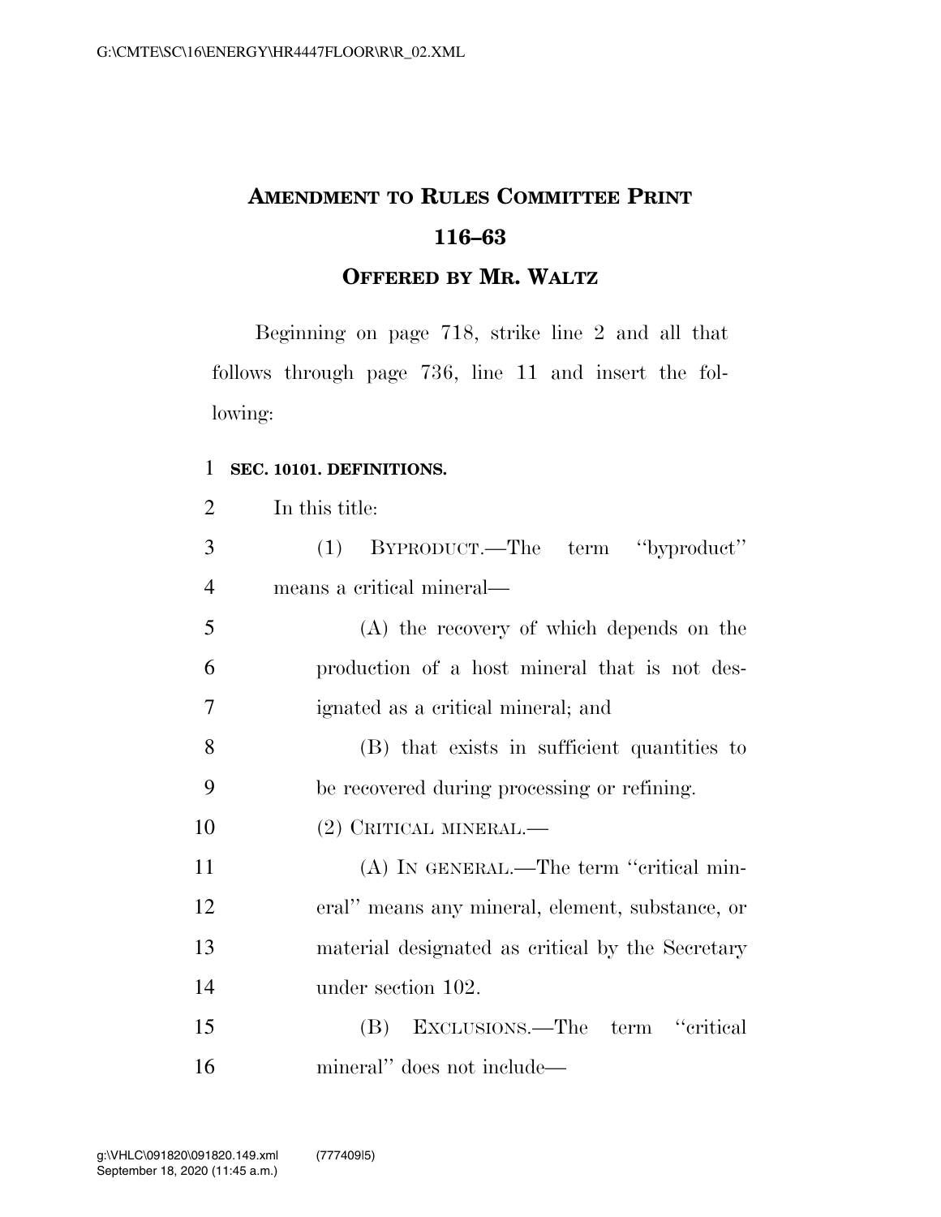## AMENDMENT TO RULES COMMITTEE PRINT 116–63

### OFFERED BY MR. WALTZ

Beginning on page 718, strike line 2 and all that follows through page 736, line 11 and insert the following:

**SEC. 10101. DEFINITIONS.**

In this title:

(1) BYPRODUCT.—The term ''byproduct'' means a critical mineral—

(A) the recovery of which depends on the production of a host mineral that is not designated as a critical mineral; and

(B) that exists in sufficient quantities to be recovered during processing or refining.

(2) CRITICAL MINERAL.—

(A) IN GENERAL.—The term ''critical mineral'' means any mineral, element, substance, or material designated as critical by the Secretary under section 102.

(B) EXCLUSIONS.—The term ''critical mineral'' does not include—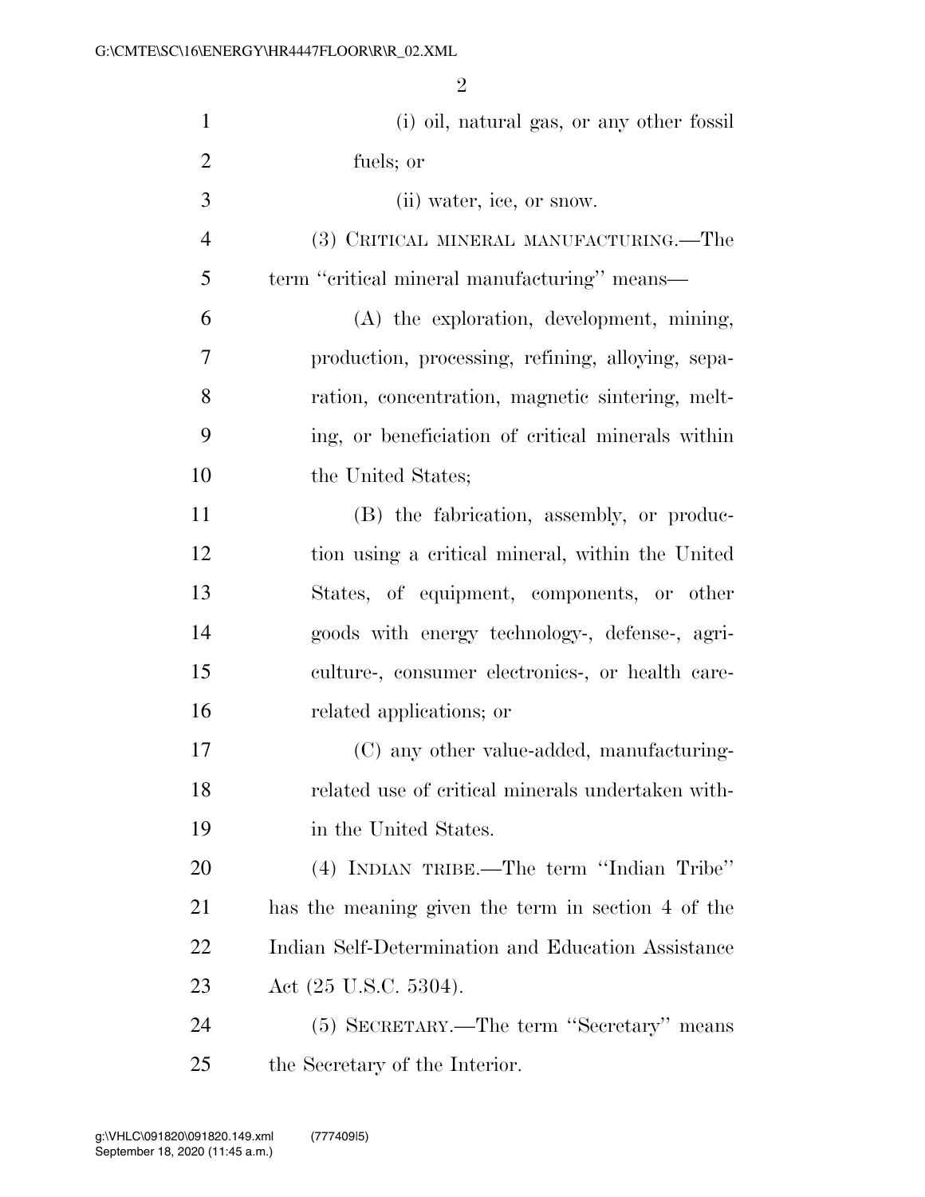(i) oil, natural gas, or any other fossil fuels; or

(ii) water, ice, or snow.

(3) CRITICAL MINERAL MANUFACTURING.—The term ''critical mineral manufacturing'' means—

(A) the exploration, development, mining, production, processing, refining, alloying, separation, concentration, magnetic sintering, melting, or beneficiation of critical minerals within the United States;

(B) the fabrication, assembly, or production using a critical mineral, within the United States, of equipment, components, or other goods with energy technology-, defense-, agriculture-, consumer electronics-, or health care-related applications; or

(C) any other value-added, manufacturing-related use of critical minerals undertaken within the United States.

(4) INDIAN TRIBE.—The term ''Indian Tribe'' has the meaning given the term in section 4 of the Indian Self-Determination and Education Assistance Act (25 U.S.C. 5304).

(5) SECRETARY.—The term ''Secretary'' means the Secretary of the Interior.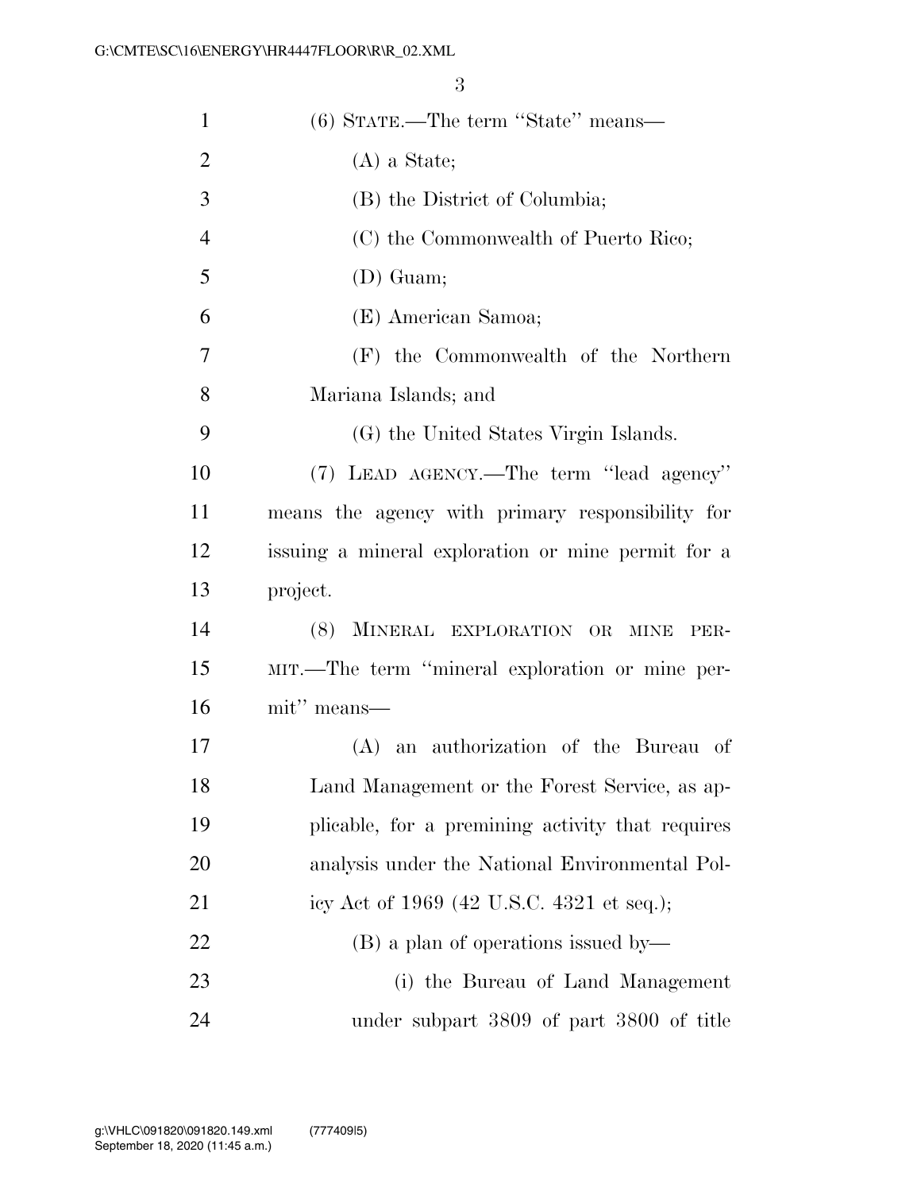(6) STATE.—The term ''State'' means—

(A) a State;

(B) the District of Columbia;

(C) the Commonwealth of Puerto Rico;

(D) Guam;

(E) American Samoa;

(F) the Commonwealth of the Northern Mariana Islands; and

(G) the United States Virgin Islands.

(7) LEAD AGENCY.—The term ''lead agency'' means the agency with primary responsibility for issuing a mineral exploration or mine permit for a project.

(8) MINERAL EXPLORATION OR MINE PERMIT.—The term ''mineral exploration or mine permit'' means—

(A) an authorization of the Bureau of Land Management or the Forest Service, as applicable, for a premining activity that requires analysis under the National Environmental Policy Act of 1969 (42 U.S.C. 4321 et seq.);

(B) a plan of operations issued by—

(i) the Bureau of Land Management under subpart 3809 of part 3800 of title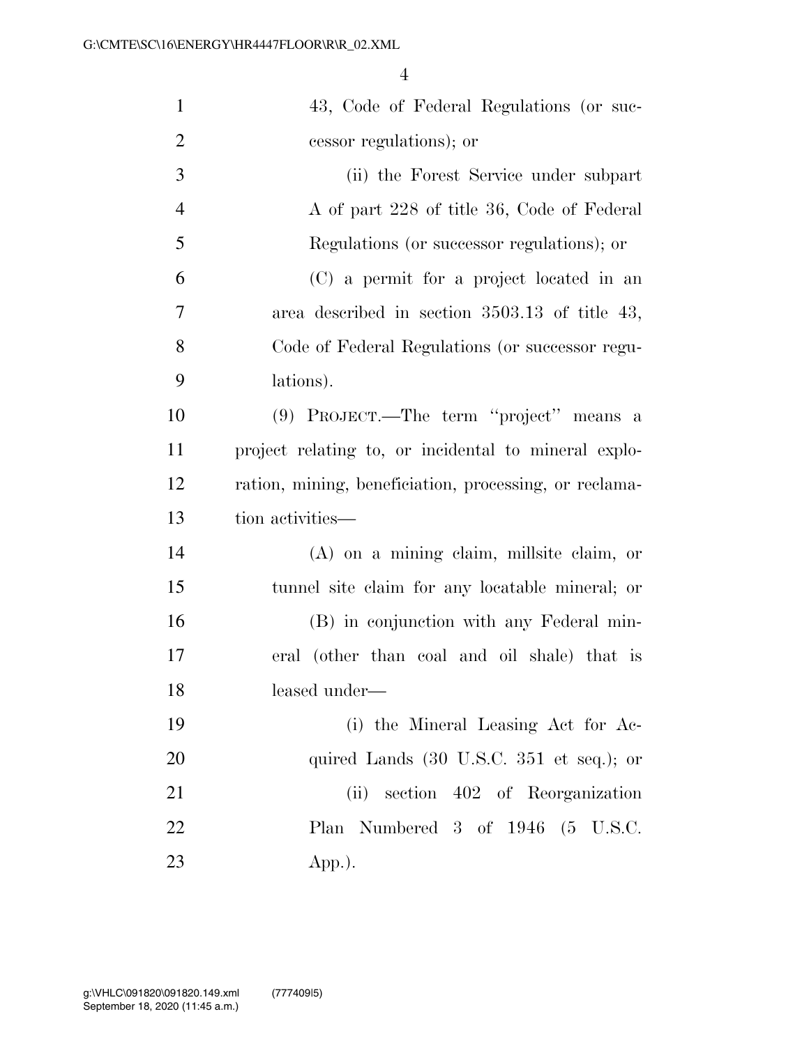43, Code of Federal Regulations (or successor regulations); or

(ii) the Forest Service under subpart A of part 228 of title 36, Code of Federal Regulations (or successor regulations); or

(C) a permit for a project located in an area described in section 3503.13 of title 43, Code of Federal Regulations (or successor regulations).

(9) PROJECT.—The term ''project'' means a project relating to, or incidental to mineral exploration, mining, beneficiation, processing, or reclamation activities—

(A) on a mining claim, millsite claim, or tunnel site claim for any locatable mineral; or

(B) in conjunction with any Federal mineral (other than coal and oil shale) that is leased under—

(i) the Mineral Leasing Act for Acquired Lands (30 U.S.C. 351 et seq.); or

(ii) section 402 of Reorganization Plan Numbered 3 of 1946 (5 U.S.C. App.).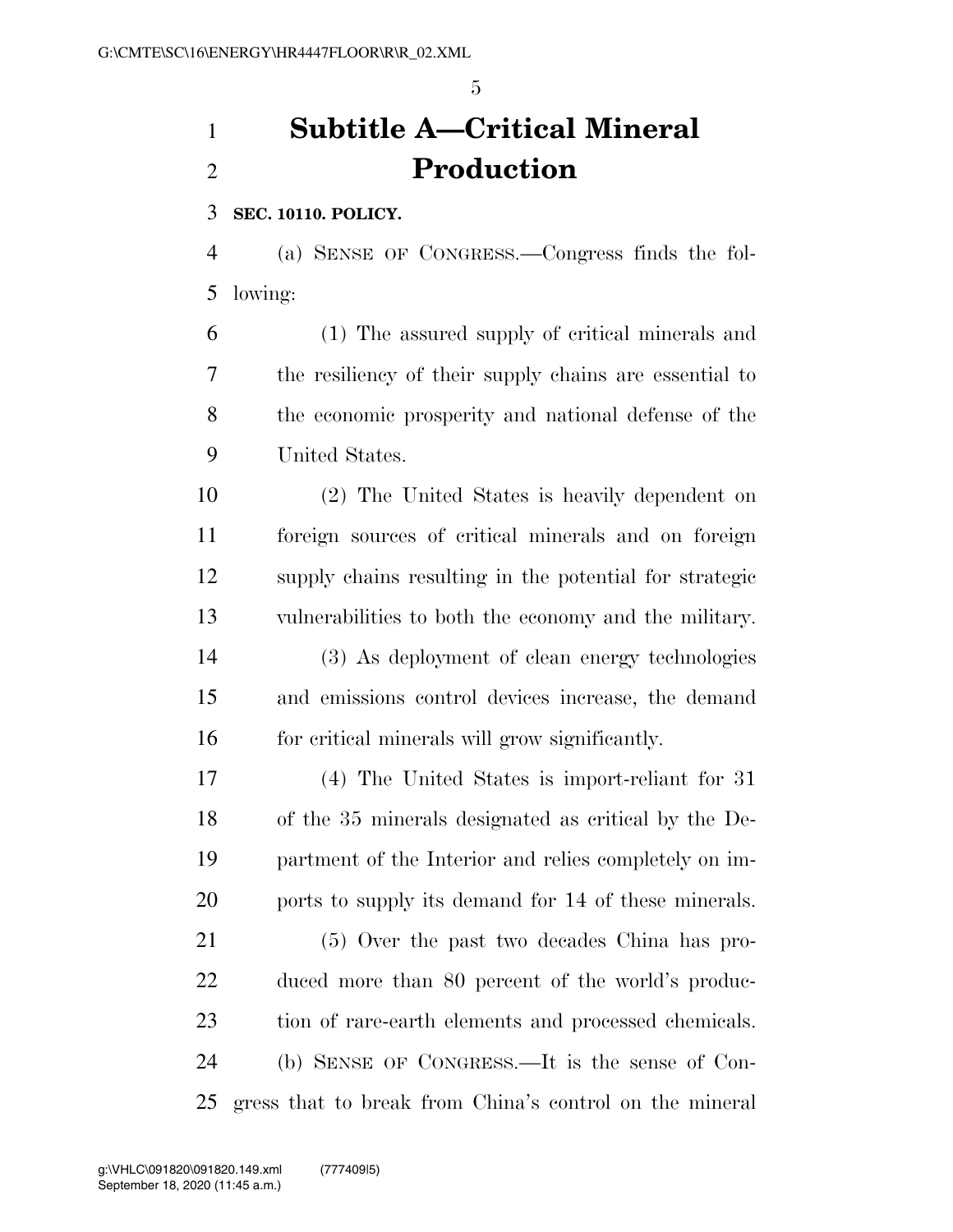# Subtitle A—Critical Mineral Production

**SEC. 10110. POLICY.**

(a) SENSE OF CONGRESS.—Congress finds the following:

(1) The assured supply of critical minerals and the resiliency of their supply chains are essential to the economic prosperity and national defense of the United States.

(2) The United States is heavily dependent on foreign sources of critical minerals and on foreign supply chains resulting in the potential for strategic vulnerabilities to both the economy and the military.

(3) As deployment of clean energy technologies and emissions control devices increase, the demand for critical minerals will grow significantly.

(4) The United States is import-reliant for 31 of the 35 minerals designated as critical by the Department of the Interior and relies completely on imports to supply its demand for 14 of these minerals.

(5) Over the past two decades China has produced more than 80 percent of the world's production of rare-earth elements and processed chemicals.

(b) SENSE OF CONGRESS.—It is the sense of Congress that to break from China's control on the mineral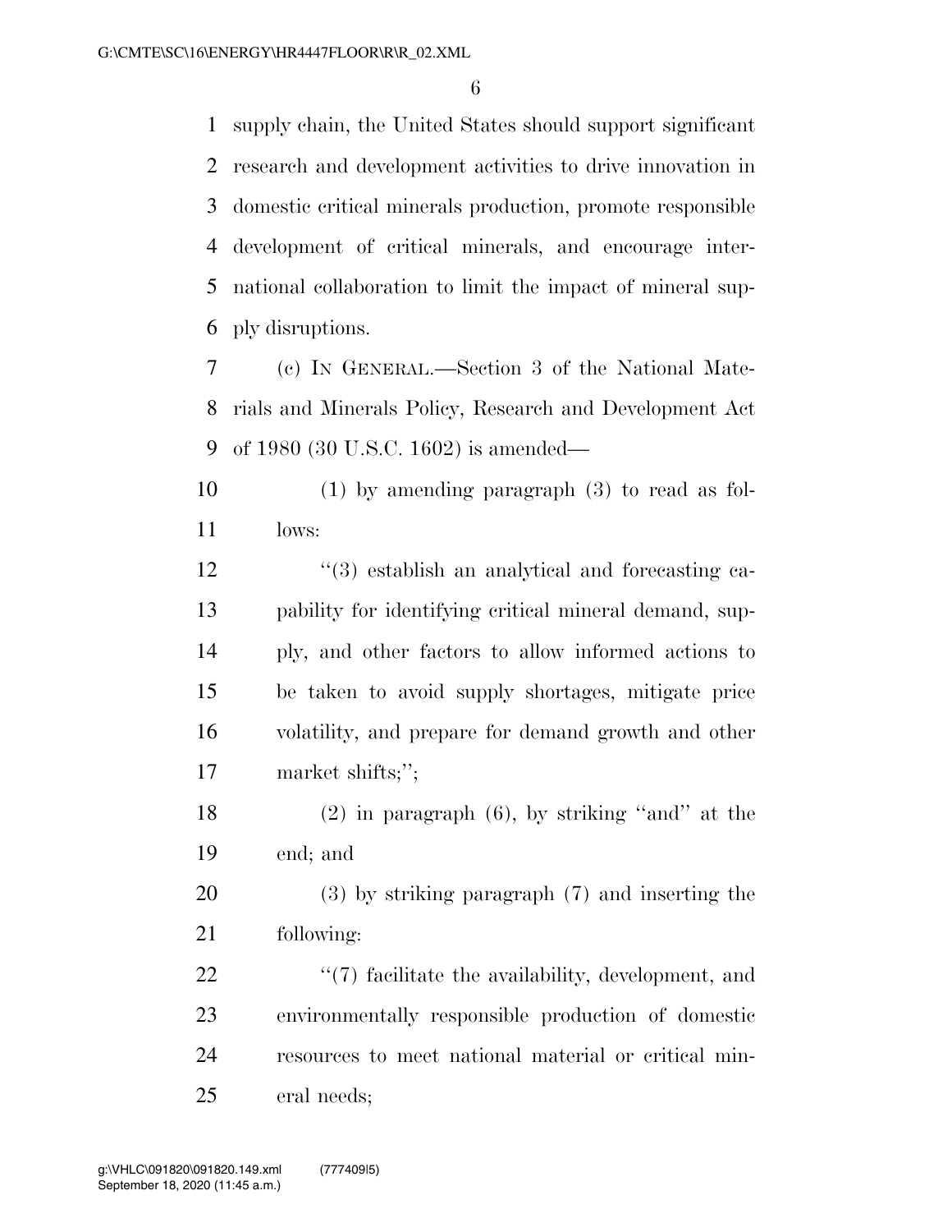supply chain, the United States should support significant research and development activities to drive innovation in domestic critical minerals production, promote responsible development of critical minerals, and encourage international collaboration to limit the impact of mineral supply disruptions.

(c) IN GENERAL.—Section 3 of the National Materials and Minerals Policy, Research and Development Act of 1980 (30 U.S.C. 1602) is amended—

(1) by amending paragraph (3) to read as follows:

''(3) establish an analytical and forecasting capability for identifying critical mineral demand, supply, and other factors to allow informed actions to be taken to avoid supply shortages, mitigate price volatility, and prepare for demand growth and other market shifts;'';

(2) in paragraph (6), by striking ''and'' at the end; and

(3) by striking paragraph (7) and inserting the following:

''(7) facilitate the availability, development, and environmentally responsible production of domestic resources to meet national material or critical mineral needs;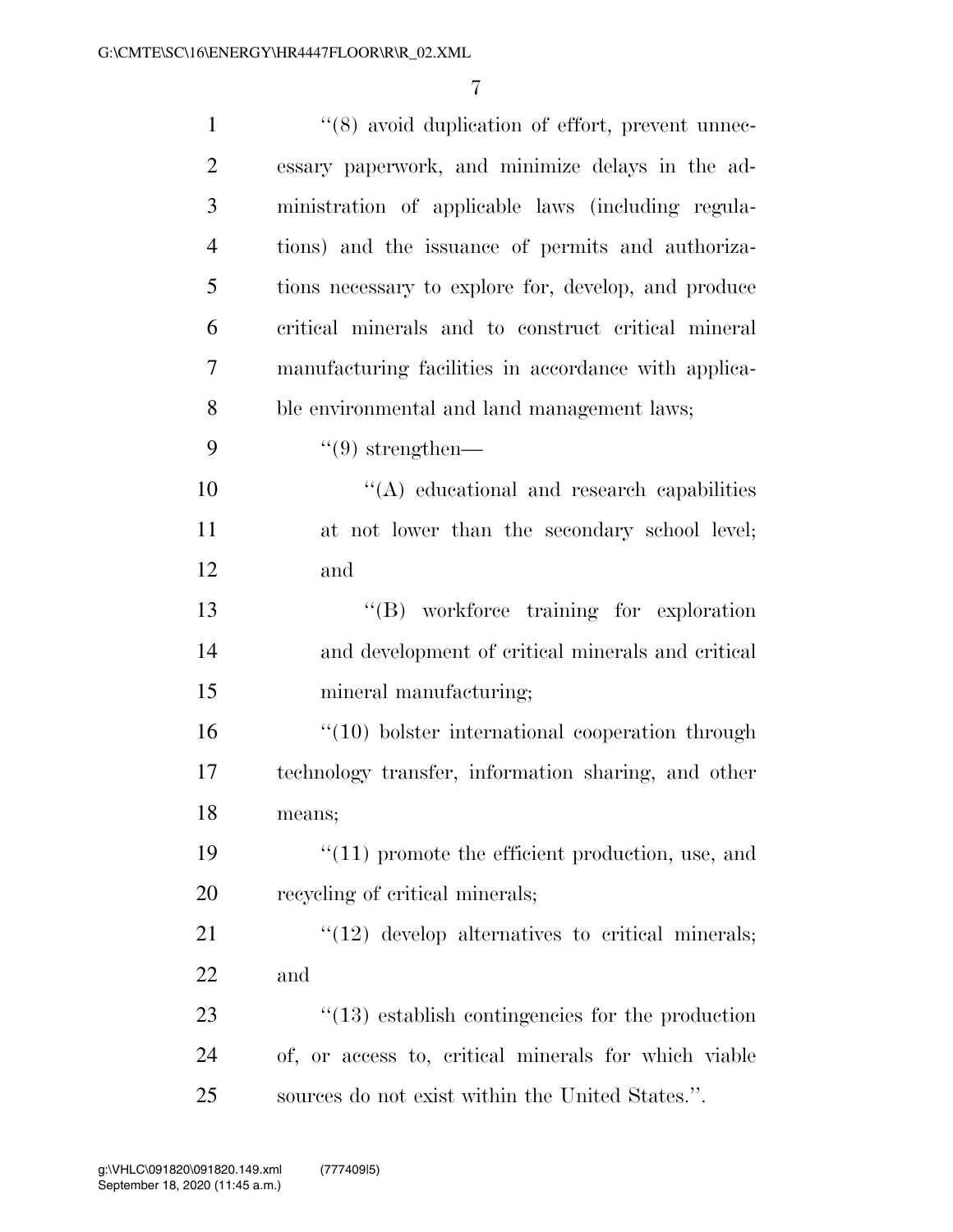''(8) avoid duplication of effort, prevent unnecessary paperwork, and minimize delays in the administration of applicable laws (including regulations) and the issuance of permits and authorizations necessary to explore for, develop, and produce critical minerals and to construct critical mineral manufacturing facilities in accordance with applicable environmental and land management laws;

''(9) strengthen—

''(A) educational and research capabilities at not lower than the secondary school level; and

''(B) workforce training for exploration and development of critical minerals and critical mineral manufacturing;

''(10) bolster international cooperation through technology transfer, information sharing, and other means;

''(11) promote the efficient production, use, and recycling of critical minerals;

''(12) develop alternatives to critical minerals; and

''(13) establish contingencies for the production of, or access to, critical minerals for which viable sources do not exist within the United States.''.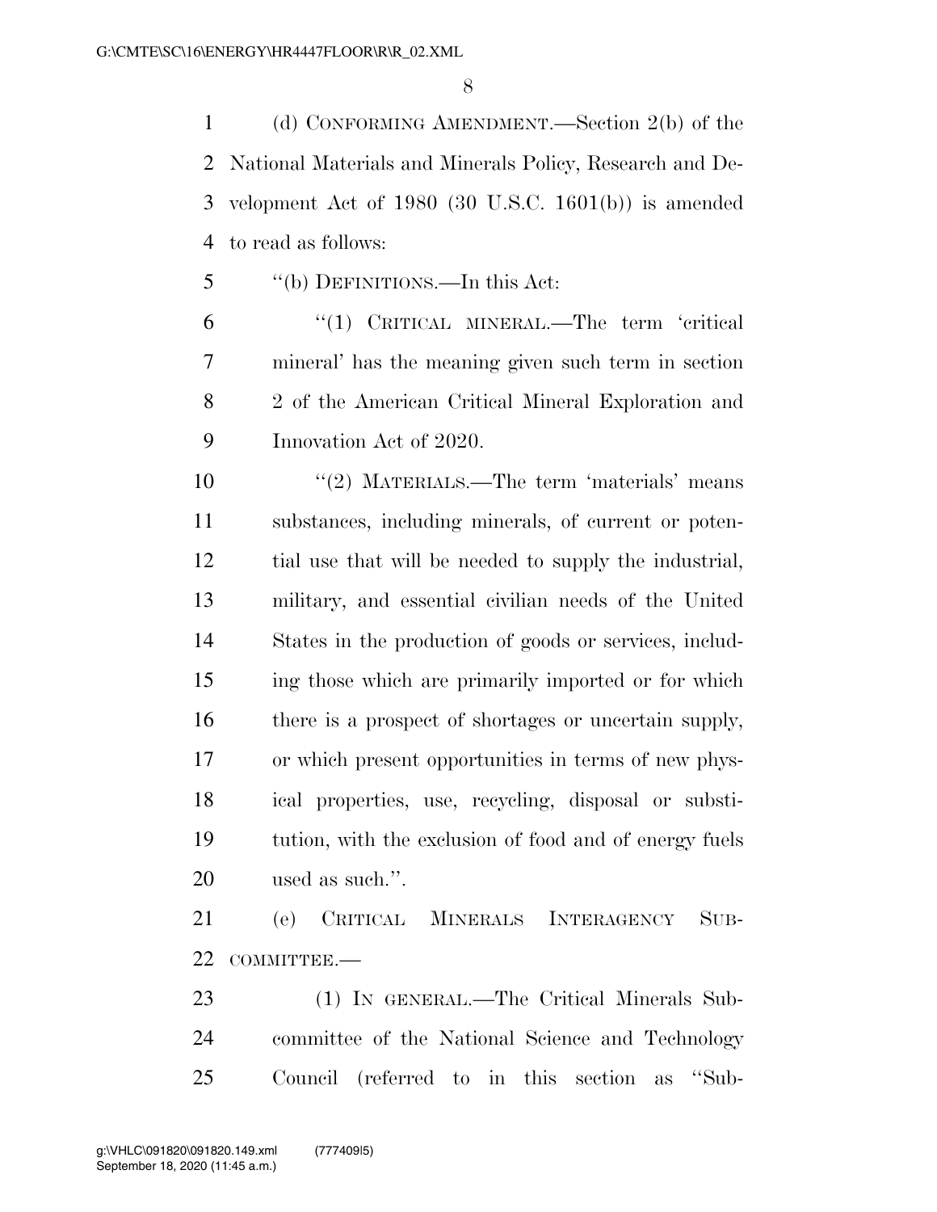(d) CONFORMING AMENDMENT.—Section 2(b) of the National Materials and Minerals Policy, Research and Development Act of 1980 (30 U.S.C. 1601(b)) is amended to read as follows:

"(b) DEFINITIONS.—In this Act:

"(1) CRITICAL MINERAL.—The term 'critical mineral' has the meaning given such term in section 2 of the American Critical Mineral Exploration and Innovation Act of 2020.

"(2) MATERIALS.—The term 'materials' means substances, including minerals, of current or potential use that will be needed to supply the industrial, military, and essential civilian needs of the United States in the production of goods or services, including those which are primarily imported or for which there is a prospect of shortages or uncertain supply, or which present opportunities in terms of new physical properties, use, recycling, disposal or substitution, with the exclusion of food and of energy fuels used as such.".

(e) CRITICAL MINERALS INTERAGENCY SUBCOMMITTEE.—

(1) IN GENERAL.—The Critical Minerals Subcommittee of the National Science and Technology Council (referred to in this section as "Sub-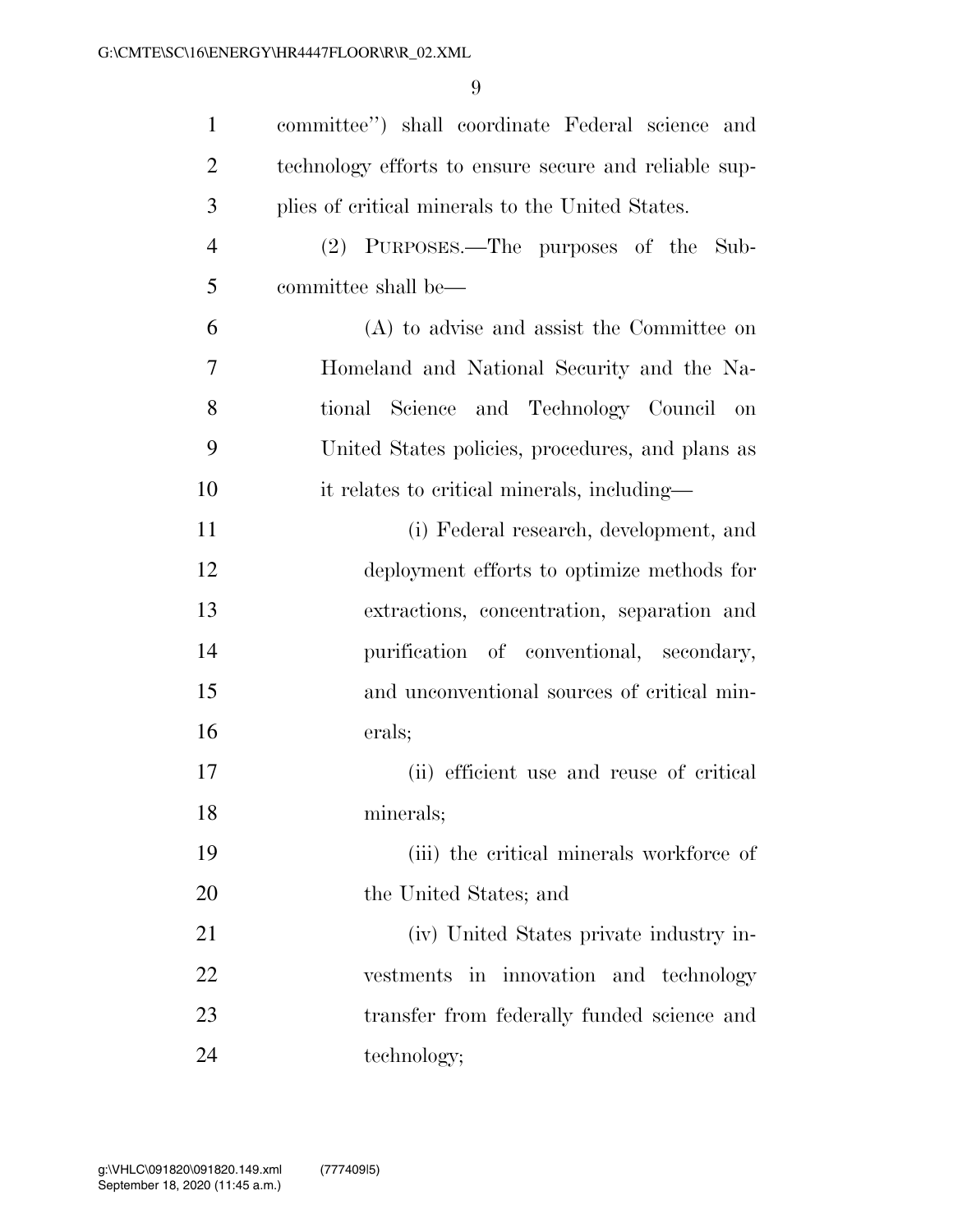committee") shall coordinate Federal science and technology efforts to ensure secure and reliable supplies of critical minerals to the United States.

(2) PURPOSES.—The purposes of the Subcommittee shall be—

(A) to advise and assist the Committee on Homeland and National Security and the National Science and Technology Council on United States policies, procedures, and plans as it relates to critical minerals, including—

(i) Federal research, development, and deployment efforts to optimize methods for extractions, concentration, separation and purification of conventional, secondary, and unconventional sources of critical minerals;

(ii) efficient use and reuse of critical minerals;

(iii) the critical minerals workforce of the United States; and

(iv) United States private industry investments in innovation and technology transfer from federally funded science and technology;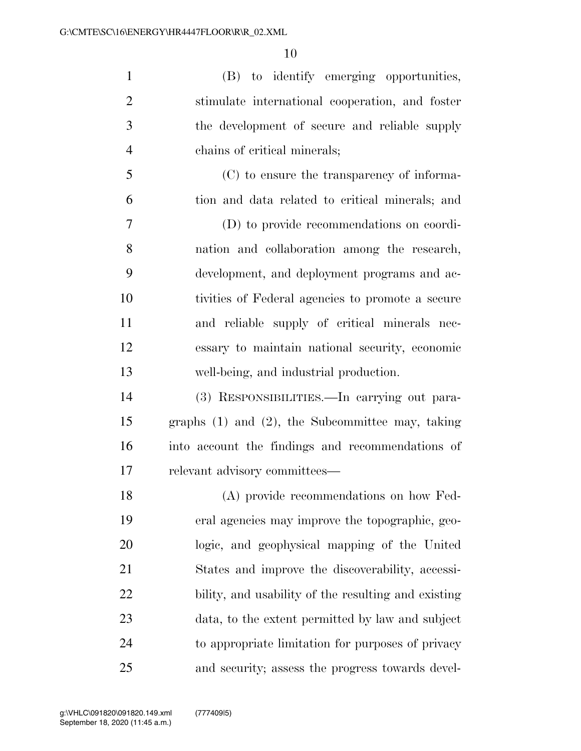(B) to identify emerging opportunities, stimulate international cooperation, and foster the development of secure and reliable supply chains of critical minerals;

(C) to ensure the transparency of information and data related to critical minerals; and

(D) to provide recommendations on coordination and collaboration among the research, development, and deployment programs and activities of Federal agencies to promote a secure and reliable supply of critical minerals necessary to maintain national security, economic well-being, and industrial production.

(3) RESPONSIBILITIES.—In carrying out paragraphs (1) and (2), the Subcommittee may, taking into account the findings and recommendations of relevant advisory committees—

(A) provide recommendations on how Federal agencies may improve the topographic, geologic, and geophysical mapping of the United States and improve the discoverability, accessibility, and usability of the resulting and existing data, to the extent permitted by law and subject to appropriate limitation for purposes of privacy and security; assess the progress towards devel-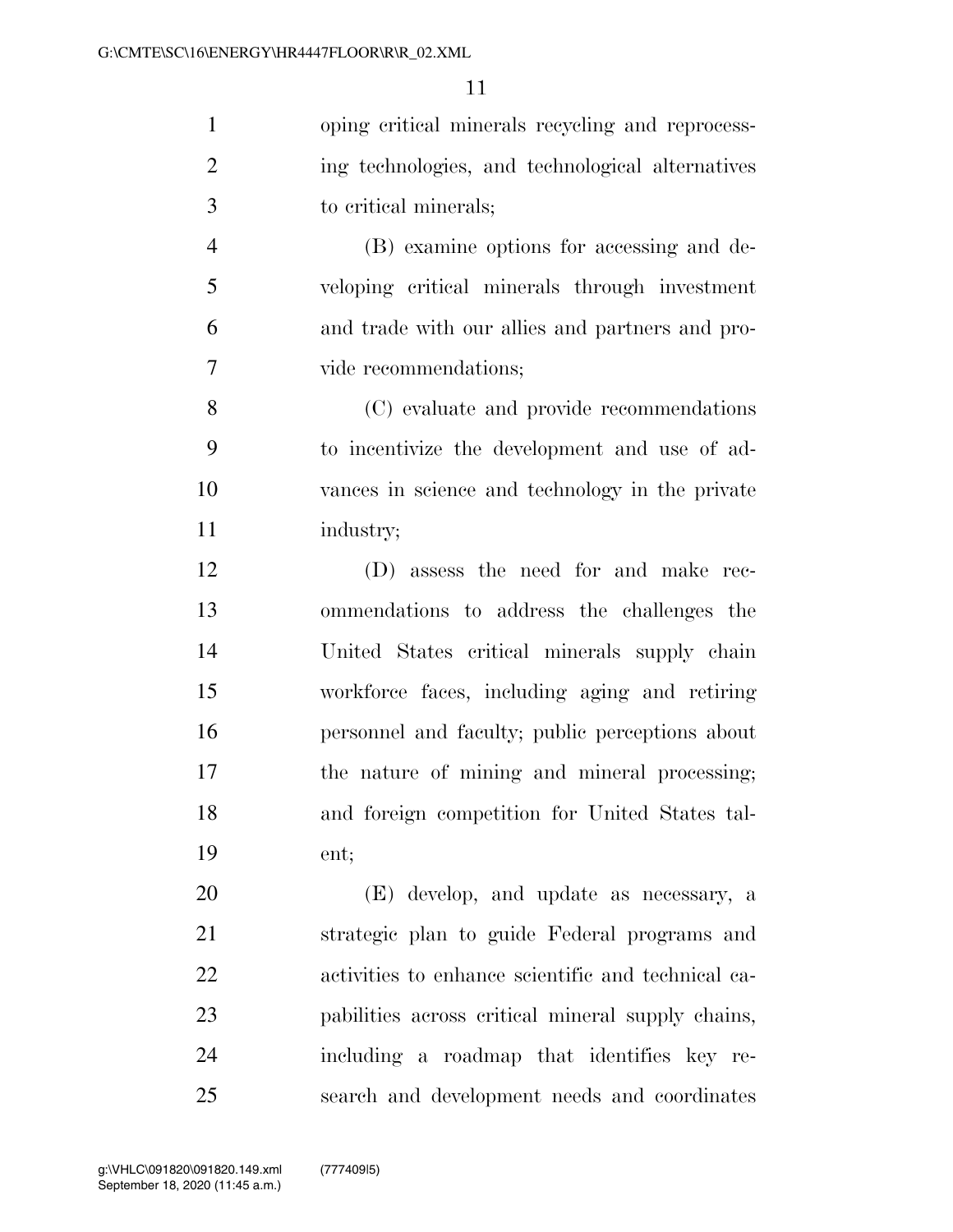oping critical minerals recycling and reprocessing technologies, and technological alternatives to critical minerals;

(B) examine options for accessing and developing critical minerals through investment and trade with our allies and partners and provide recommendations;

(C) evaluate and provide recommendations to incentivize the development and use of advances in science and technology in the private industry;

(D) assess the need for and make recommendations to address the challenges the United States critical minerals supply chain workforce faces, including aging and retiring personnel and faculty; public perceptions about the nature of mining and mineral processing; and foreign competition for United States talent;

(E) develop, and update as necessary, a strategic plan to guide Federal programs and activities to enhance scientific and technical capabilities across critical mineral supply chains, including a roadmap that identifies key research and development needs and coordinates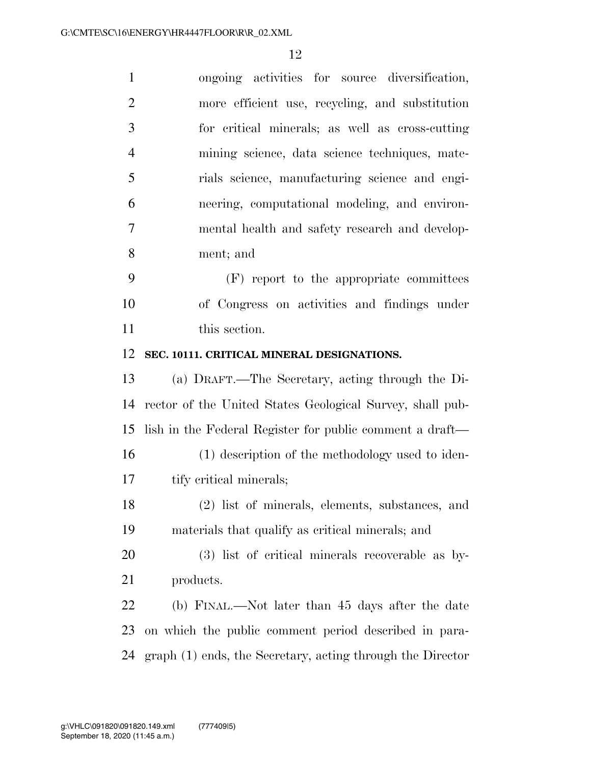ongoing activities for source diversification, more efficient use, recycling, and substitution for critical minerals; as well as cross-cutting mining science, data science techniques, materials science, manufacturing science and engineering, computational modeling, and environmental health and safety research and development; and

(F) report to the appropriate committees of Congress on activities and findings under this section.

**SEC. 10111. CRITICAL MINERAL DESIGNATIONS.**

(a) DRAFT.—The Secretary, acting through the Director of the United States Geological Survey, shall publish in the Federal Register for public comment a draft—

(1) description of the methodology used to identify critical minerals;

(2) list of minerals, elements, substances, and materials that qualify as critical minerals; and

(3) list of critical minerals recoverable as byproducts.

(b) FINAL.—Not later than 45 days after the date on which the public comment period described in paragraph (1) ends, the Secretary, acting through the Director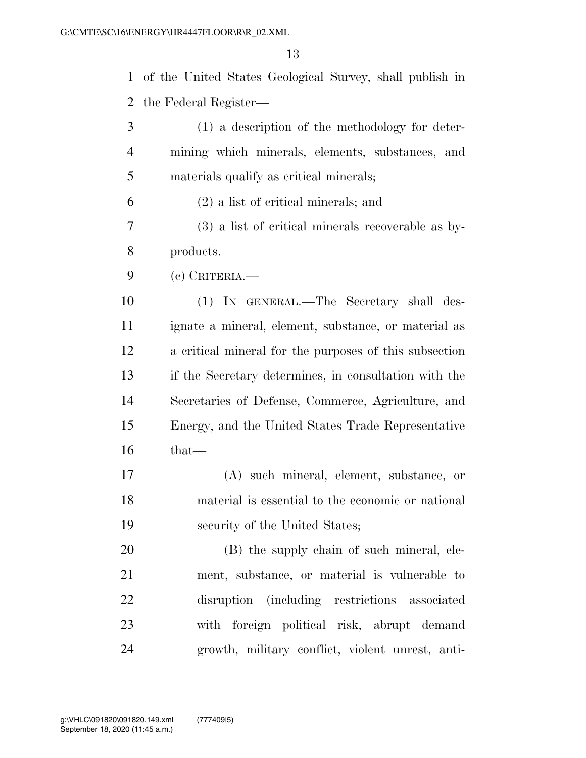of the United States Geological Survey, shall publish in the Federal Register—

(1) a description of the methodology for determining which minerals, elements, substances, and materials qualify as critical minerals;

(2) a list of critical minerals; and

(3) a list of critical minerals recoverable as byproducts.

(c) CRITERIA.—

(1) IN GENERAL.—The Secretary shall designate a mineral, element, substance, or material as a critical mineral for the purposes of this subsection if the Secretary determines, in consultation with the Secretaries of Defense, Commerce, Agriculture, and Energy, and the United States Trade Representative that—

(A) such mineral, element, substance, or material is essential to the economic or national security of the United States;

(B) the supply chain of such mineral, element, substance, or material is vulnerable to disruption (including restrictions associated with foreign political risk, abrupt demand growth, military conflict, violent unrest, anti-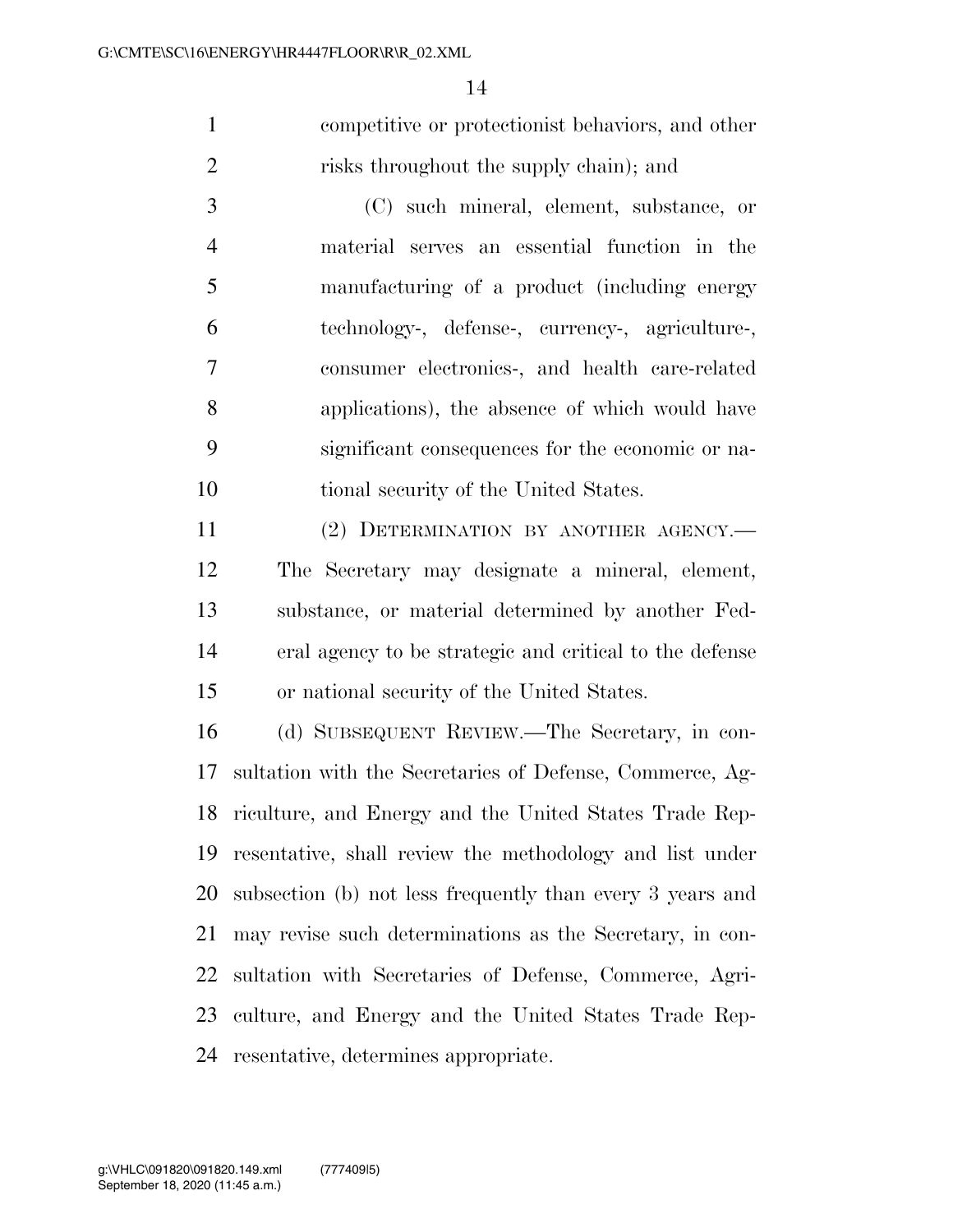competitive or protectionist behaviors, and other risks throughout the supply chain); and

(C) such mineral, element, substance, or material serves an essential function in the manufacturing of a product (including energy technology-, defense-, currency-, agriculture-, consumer electronics-, and health care-related applications), the absence of which would have significant consequences for the economic or national security of the United States.

(2) DETERMINATION BY ANOTHER AGENCY.—The Secretary may designate a mineral, element, substance, or material determined by another Federal agency to be strategic and critical to the defense or national security of the United States.

(d) SUBSEQUENT REVIEW.—The Secretary, in consultation with the Secretaries of Defense, Commerce, Agriculture, and Energy and the United States Trade Representative, shall review the methodology and list under subsection (b) not less frequently than every 3 years and may revise such determinations as the Secretary, in consultation with Secretaries of Defense, Commerce, Agriculture, and Energy and the United States Trade Representative, determines appropriate.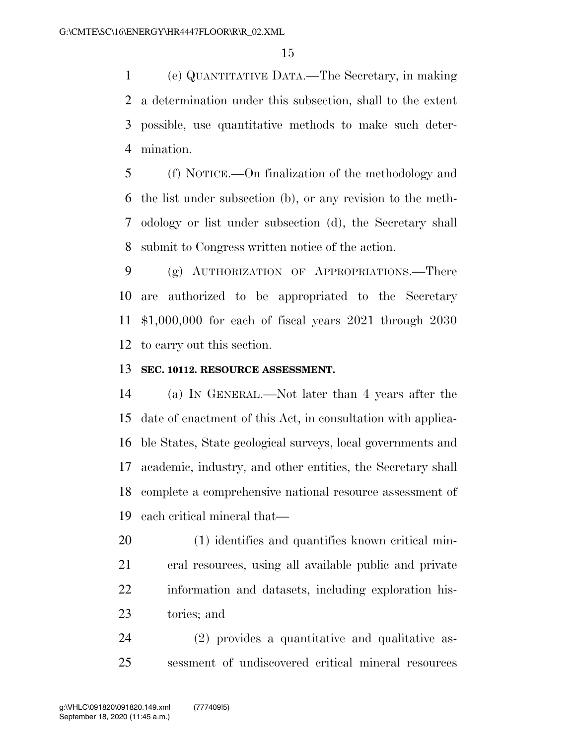(e) QUANTITATIVE DATA.—The Secretary, in making a determination under this subsection, shall to the extent possible, use quantitative methods to make such determination.

(f) NOTICE.—On finalization of the methodology and the list under subsection (b), or any revision to the methodology or list under subsection (d), the Secretary shall submit to Congress written notice of the action.

(g) AUTHORIZATION OF APPROPRIATIONS.—There are authorized to be appropriated to the Secretary $1,000,000 for each of fiscal years 2021 through 2030 to carry out this section.

**SEC. 10112. RESOURCE ASSESSMENT.**

(a) IN GENERAL.—Not later than 4 years after the date of enactment of this Act, in consultation with applicable States, State geological surveys, local governments and academic, industry, and other entities, the Secretary shall complete a comprehensive national resource assessment of each critical mineral that—

(1) identifies and quantifies known critical mineral resources, using all available public and private information and datasets, including exploration histories; and

(2) provides a quantitative and qualitative assessment of undiscovered critical mineral resources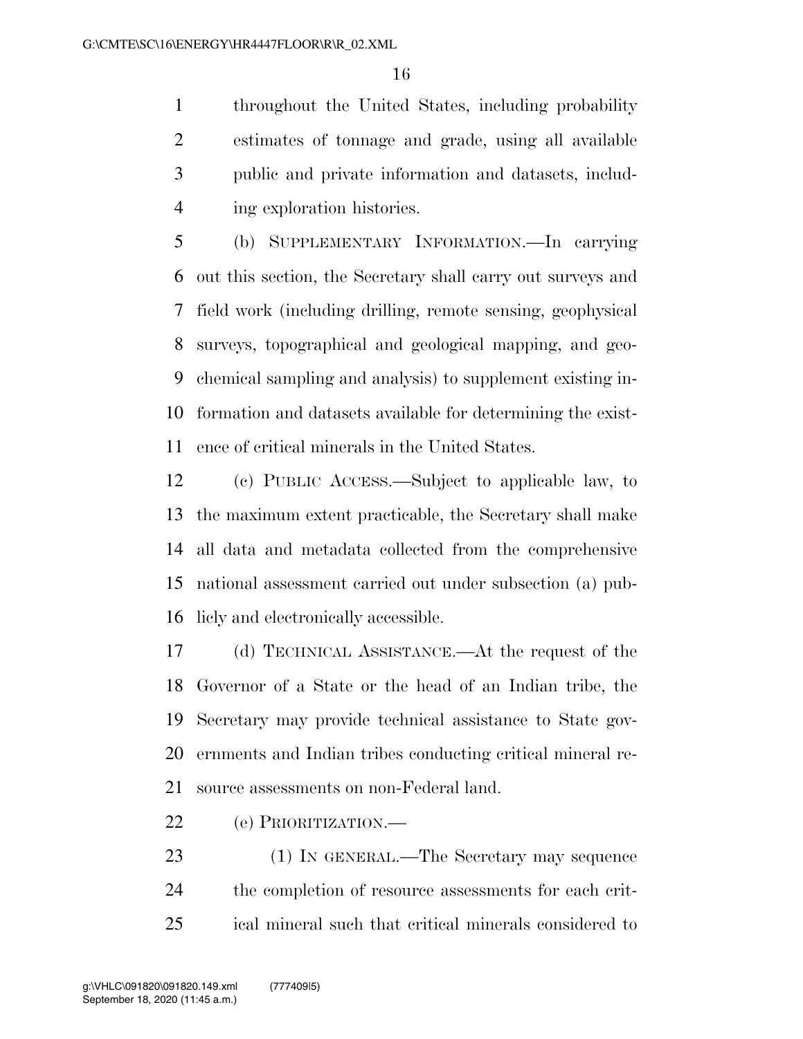throughout the United States, including probability estimates of tonnage and grade, using all available public and private information and datasets, including exploration histories.

(b) SUPPLEMENTARY INFORMATION.—In carrying out this section, the Secretary shall carry out surveys and field work (including drilling, remote sensing, geophysical surveys, topographical and geological mapping, and geochemical sampling and analysis) to supplement existing information and datasets available for determining the existence of critical minerals in the United States.

(c) PUBLIC ACCESS.—Subject to applicable law, to the maximum extent practicable, the Secretary shall make all data and metadata collected from the comprehensive national assessment carried out under subsection (a) publicly and electronically accessible.

(d) TECHNICAL ASSISTANCE.—At the request of the Governor of a State or the head of an Indian tribe, the Secretary may provide technical assistance to State governments and Indian tribes conducting critical mineral resource assessments on non-Federal land.

(e) PRIORITIZATION.—

(1) IN GENERAL.—The Secretary may sequence the completion of resource assessments for each critical mineral such that critical minerals considered to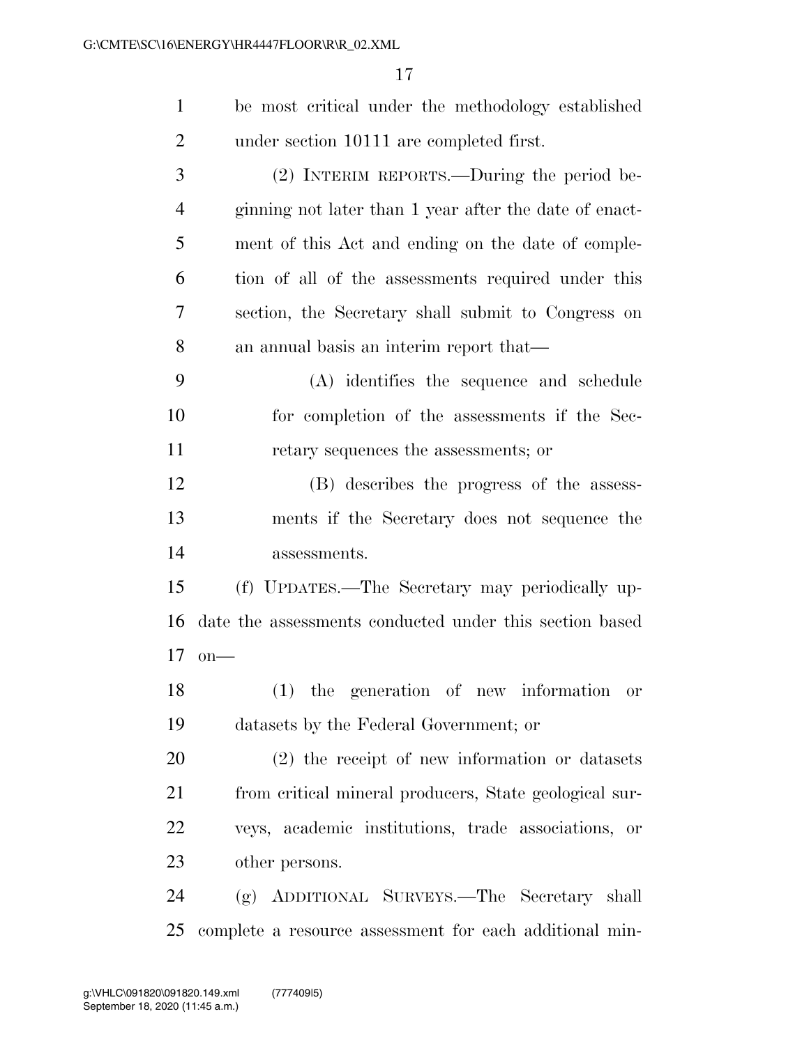be most critical under the methodology established under section 10111 are completed first.

(2) INTERIM REPORTS.—During the period beginning not later than 1 year after the date of enactment of this Act and ending on the date of completion of all of the assessments required under this section, the Secretary shall submit to Congress on an annual basis an interim report that—

(A) identifies the sequence and schedule for completion of the assessments if the Secretary sequences the assessments; or

(B) describes the progress of the assessments if the Secretary does not sequence the assessments.

(f) UPDATES.—The Secretary may periodically update the assessments conducted under this section based on—

(1) the generation of new information or datasets by the Federal Government; or

(2) the receipt of new information or datasets from critical mineral producers, State geological surveys, academic institutions, trade associations, or other persons.

(g) ADDITIONAL SURVEYS.—The Secretary shall complete a resource assessment for each additional min-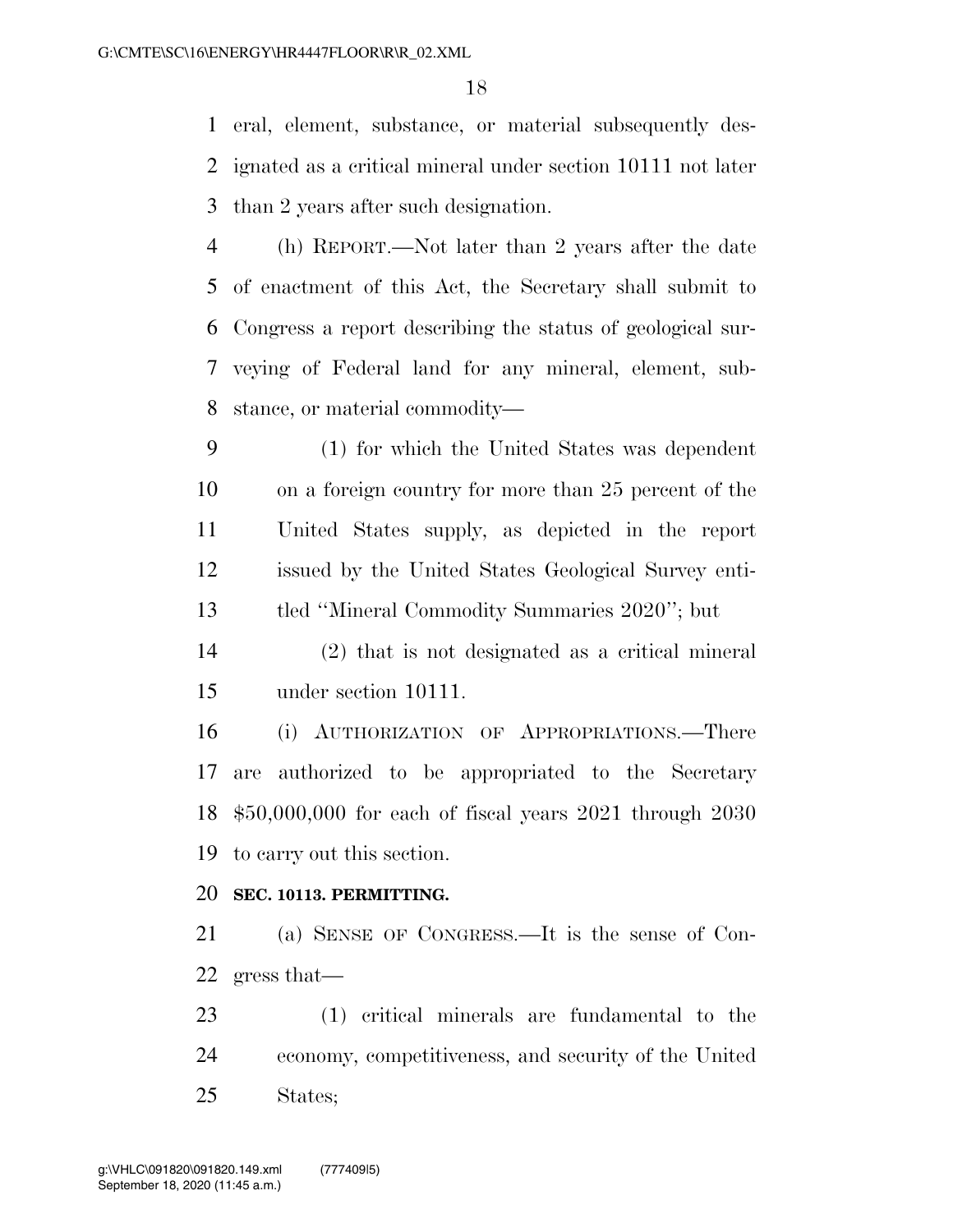eral, element, substance, or material subsequently designated as a critical mineral under section 10111 not later than 2 years after such designation.

(h) REPORT.—Not later than 2 years after the date of enactment of this Act, the Secretary shall submit to Congress a report describing the status of geological surveying of Federal land for any mineral, element, substance, or material commodity—

(1) for which the United States was dependent on a foreign country for more than 25 percent of the United States supply, as depicted in the report issued by the United States Geological Survey entitled ''Mineral Commodity Summaries 2020''; but

(2) that is not designated as a critical mineral under section 10111.

(i) AUTHORIZATION OF APPROPRIATIONS.—There are authorized to be appropriated to the Secretary $50,000,000 for each of fiscal years 2021 through 2030 to carry out this section.

**SEC. 10113. PERMITTING.**

(a) SENSE OF CONGRESS.—It is the sense of Congress that—

(1) critical minerals are fundamental to the economy, competitiveness, and security of the United States;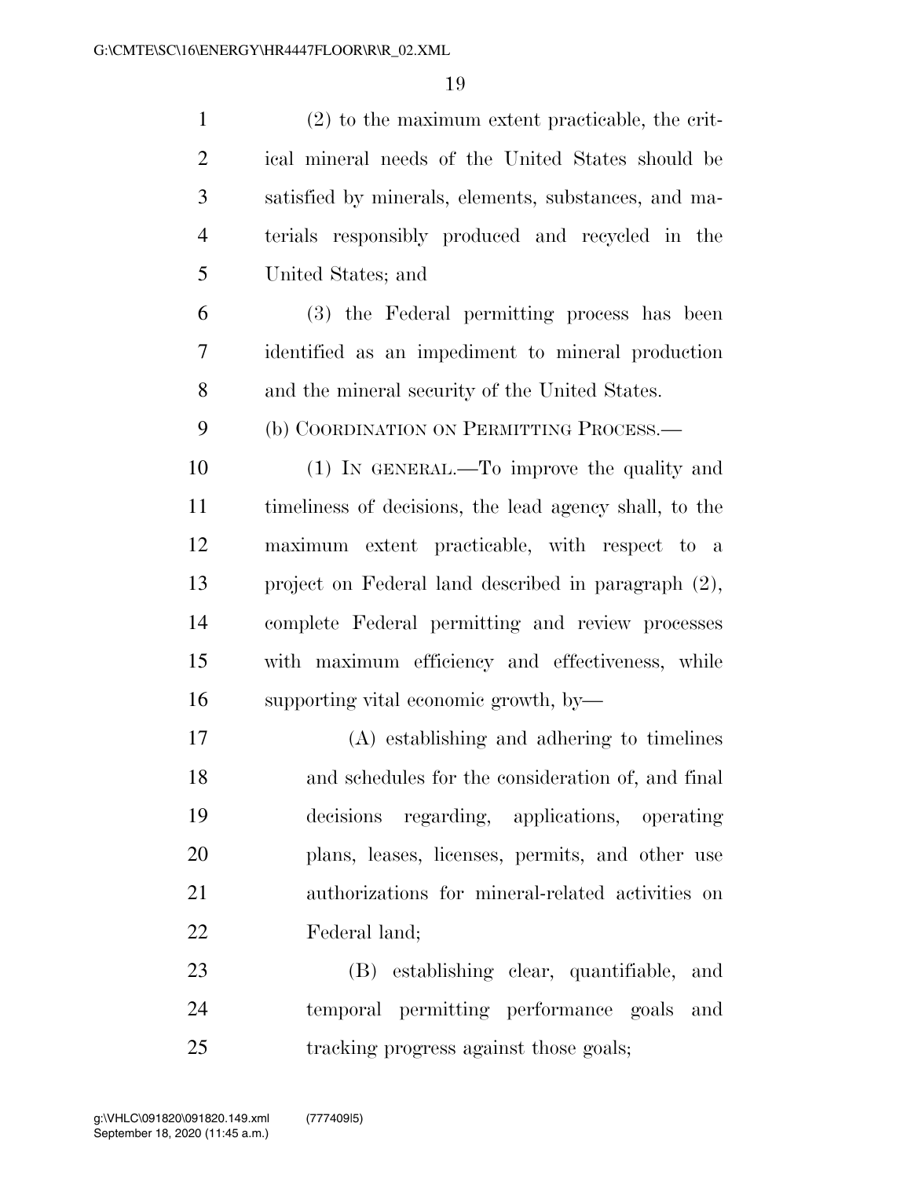(2) to the maximum extent practicable, the critical mineral needs of the United States should be satisfied by minerals, elements, substances, and materials responsibly produced and recycled in the United States; and

(3) the Federal permitting process has been identified as an impediment to mineral production and the mineral security of the United States.

(b) COORDINATION ON PERMITTING PROCESS.—

(1) IN GENERAL.—To improve the quality and timeliness of decisions, the lead agency shall, to the maximum extent practicable, with respect to a project on Federal land described in paragraph (2), complete Federal permitting and review processes with maximum efficiency and effectiveness, while supporting vital economic growth, by—

(A) establishing and adhering to timelines and schedules for the consideration of, and final decisions regarding, applications, operating plans, leases, licenses, permits, and other use authorizations for mineral-related activities on Federal land;

(B) establishing clear, quantifiable, and temporal permitting performance goals and tracking progress against those goals;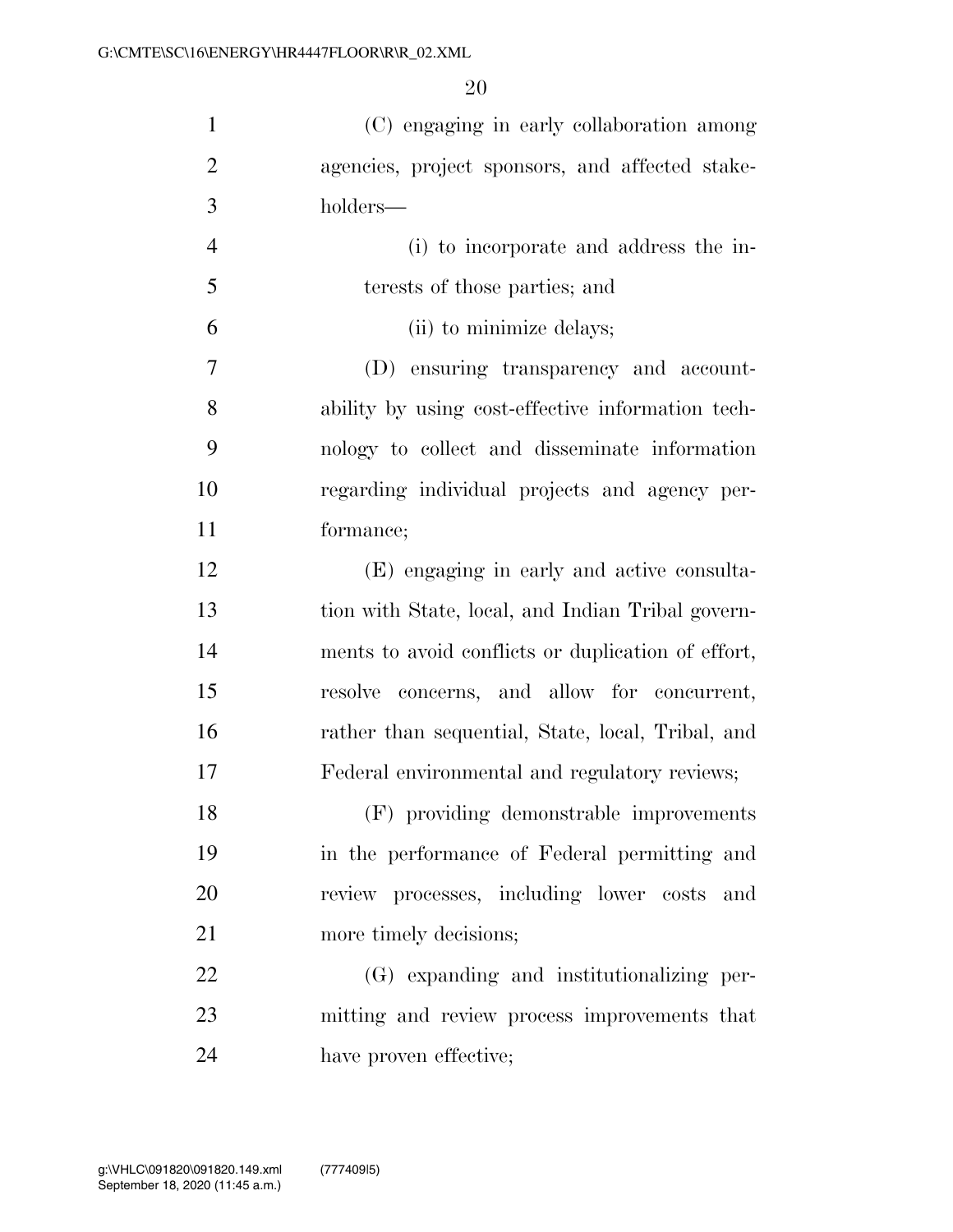(C) engaging in early collaboration among agencies, project sponsors, and affected stakeholders—

(i) to incorporate and address the interests of those parties; and

(ii) to minimize delays;

(D) ensuring transparency and accountability by using cost-effective information technology to collect and disseminate information regarding individual projects and agency performance;

(E) engaging in early and active consultation with State, local, and Indian Tribal governments to avoid conflicts or duplication of effort, resolve concerns, and allow for concurrent, rather than sequential, State, local, Tribal, and Federal environmental and regulatory reviews;

(F) providing demonstrable improvements in the performance of Federal permitting and review processes, including lower costs and more timely decisions;

(G) expanding and institutionalizing permitting and review process improvements that have proven effective;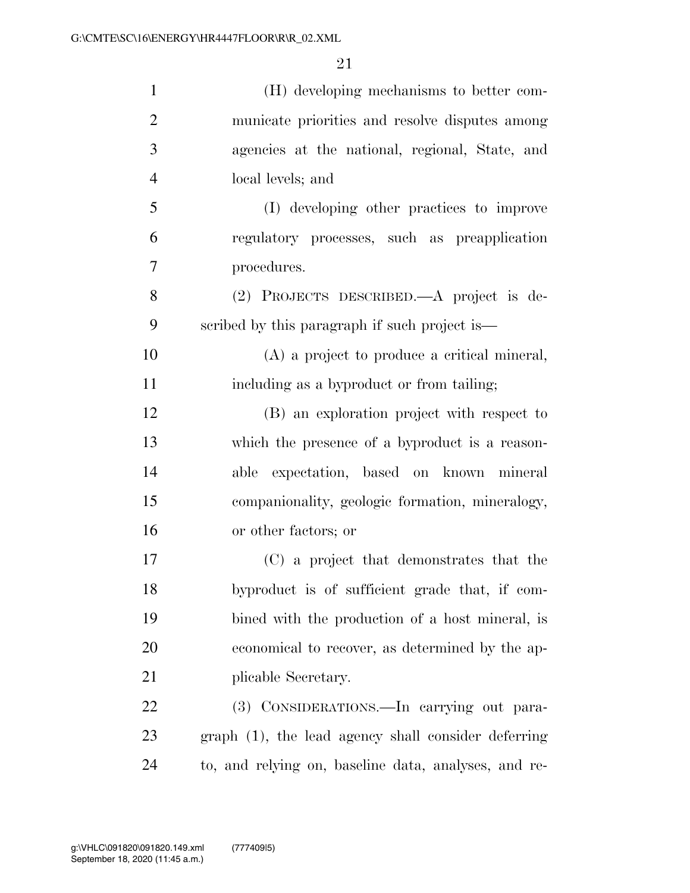(H) developing mechanisms to better communicate priorities and resolve disputes among agencies at the national, regional, State, and local levels; and

(I) developing other practices to improve regulatory processes, such as preapplication procedures.

(2) PROJECTS DESCRIBED.—A project is described by this paragraph if such project is—

(A) a project to produce a critical mineral, including as a byproduct or from tailing;

(B) an exploration project with respect to which the presence of a byproduct is a reasonable expectation, based on known mineral companionality, geologic formation, mineralogy, or other factors; or

(C) a project that demonstrates that the byproduct is of sufficient grade that, if combined with the production of a host mineral, is economical to recover, as determined by the applicable Secretary.

(3) CONSIDERATIONS.—In carrying out paragraph (1), the lead agency shall consider deferring to, and relying on, baseline data, analyses, and re-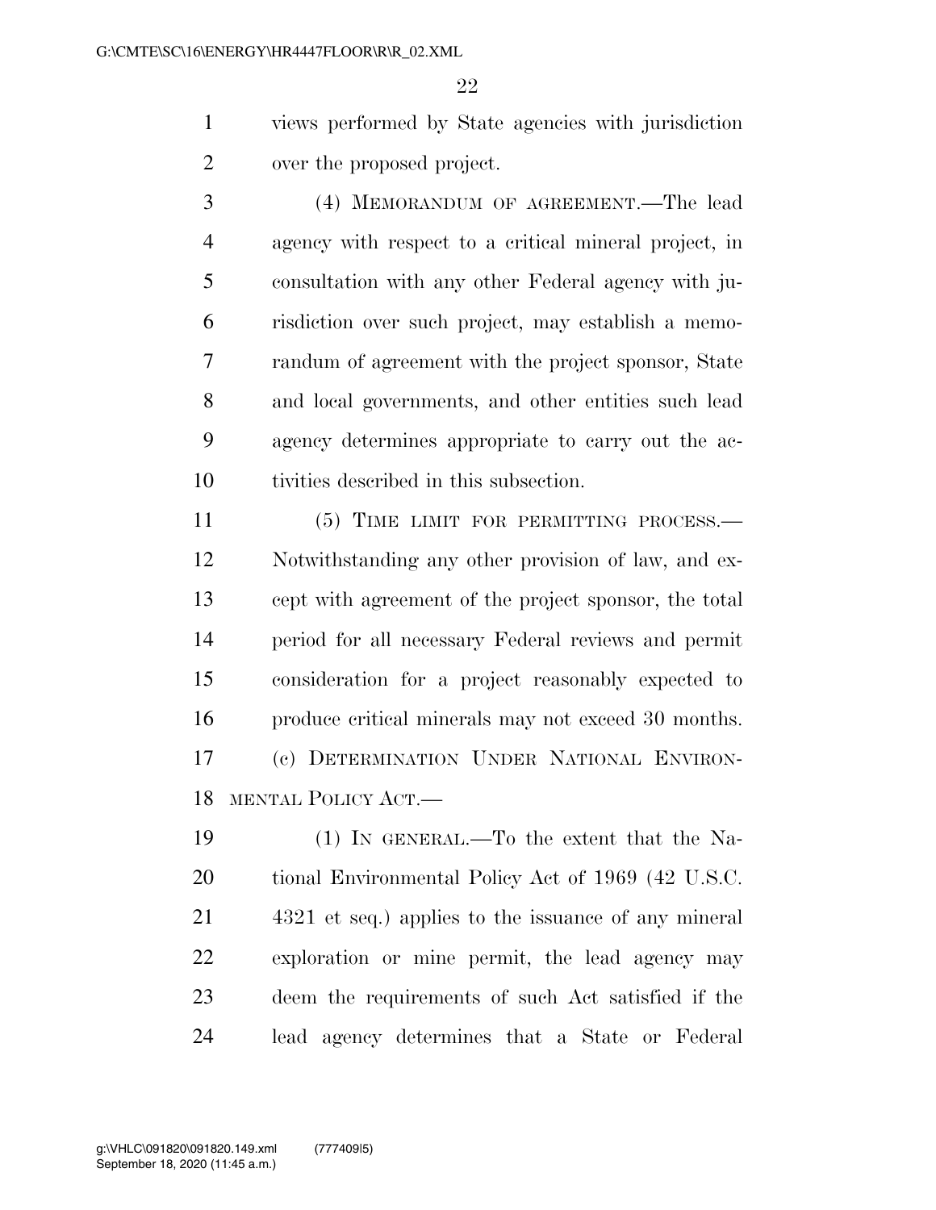views performed by State agencies with jurisdiction over the proposed project.

(4) MEMORANDUM OF AGREEMENT.—The lead agency with respect to a critical mineral project, in consultation with any other Federal agency with jurisdiction over such project, may establish a memorandum of agreement with the project sponsor, State and local governments, and other entities such lead agency determines appropriate to carry out the activities described in this subsection.

(5) TIME LIMIT FOR PERMITTING PROCESS.—Notwithstanding any other provision of law, and except with agreement of the project sponsor, the total period for all necessary Federal reviews and permit consideration for a project reasonably expected to produce critical minerals may not exceed 30 months.

(c) DETERMINATION UNDER NATIONAL ENVIRONMENTAL POLICY ACT.—

(1) IN GENERAL.—To the extent that the National Environmental Policy Act of 1969 (42 U.S.C. 4321 et seq.) applies to the issuance of any mineral exploration or mine permit, the lead agency may deem the requirements of such Act satisfied if the lead agency determines that a State or Federal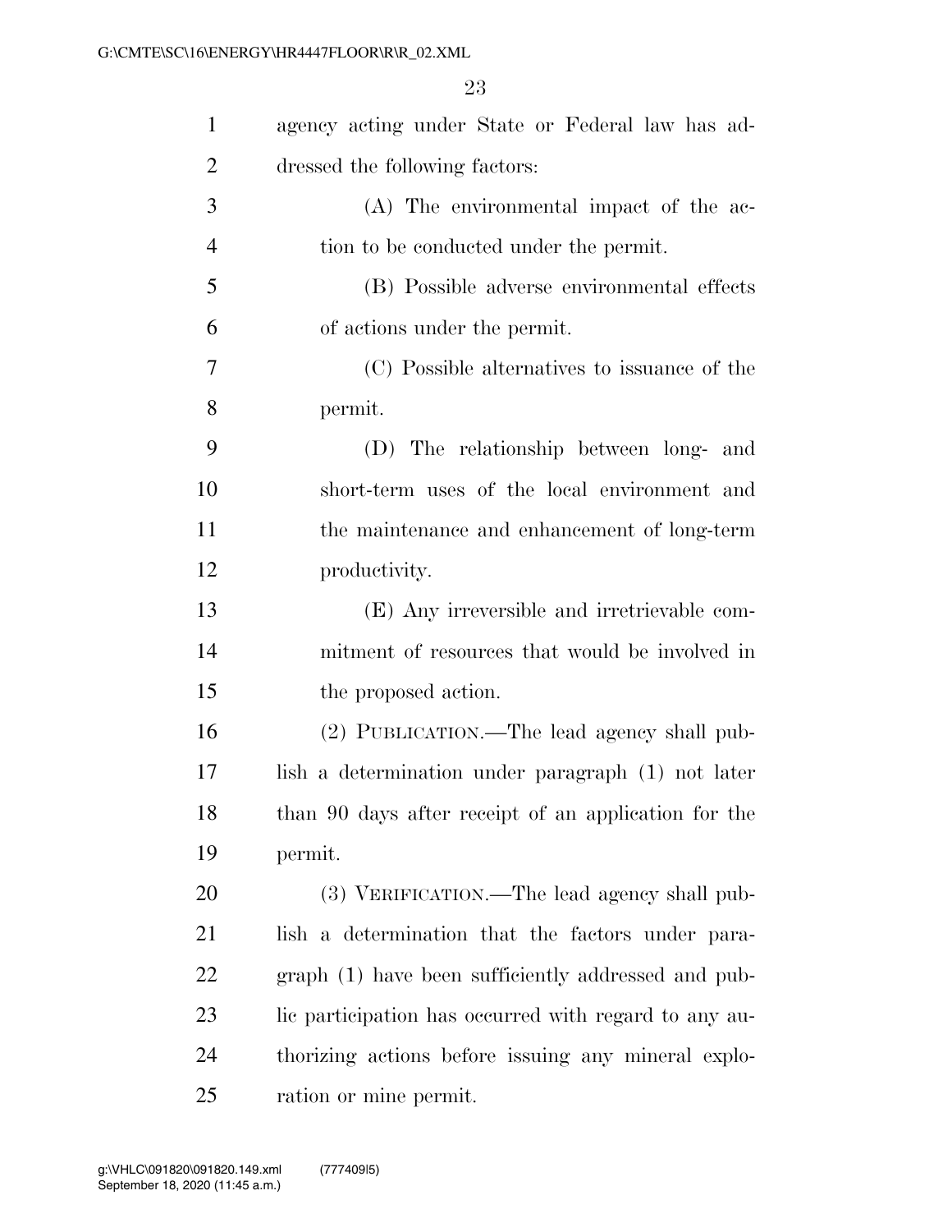agency acting under State or Federal law has addressed the following factors:

(A) The environmental impact of the action to be conducted under the permit.

(B) Possible adverse environmental effects of actions under the permit.

(C) Possible alternatives to issuance of the permit.

(D) The relationship between long- and short-term uses of the local environment and the maintenance and enhancement of long-term productivity.

(E) Any irreversible and irretrievable commitment of resources that would be involved in the proposed action.

(2) PUBLICATION.—The lead agency shall publish a determination under paragraph (1) not later than 90 days after receipt of an application for the permit.

(3) VERIFICATION.—The lead agency shall publish a determination that the factors under paragraph (1) have been sufficiently addressed and public participation has occurred with regard to any authorizing actions before issuing any mineral exploration or mine permit.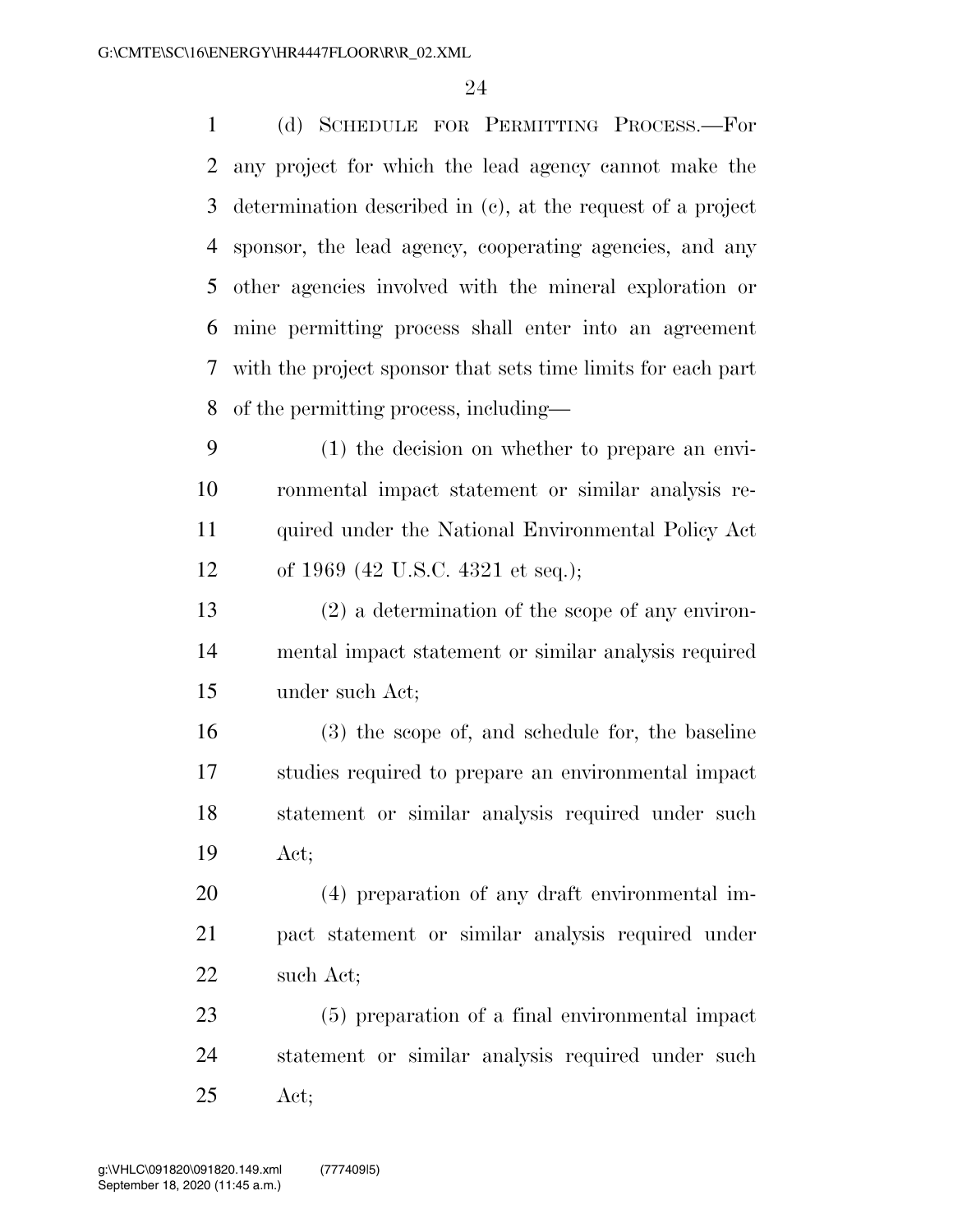(d) SCHEDULE FOR PERMITTING PROCESS.—For any project for which the lead agency cannot make the determination described in (c), at the request of a project sponsor, the lead agency, cooperating agencies, and any other agencies involved with the mineral exploration or mine permitting process shall enter into an agreement with the project sponsor that sets time limits for each part of the permitting process, including—

(1) the decision on whether to prepare an environmental impact statement or similar analysis required under the National Environmental Policy Act of 1969 (42 U.S.C. 4321 et seq.);

(2) a determination of the scope of any environmental impact statement or similar analysis required under such Act;

(3) the scope of, and schedule for, the baseline studies required to prepare an environmental impact statement or similar analysis required under such Act;

(4) preparation of any draft environmental impact statement or similar analysis required under such Act;

(5) preparation of a final environmental impact statement or similar analysis required under such Act;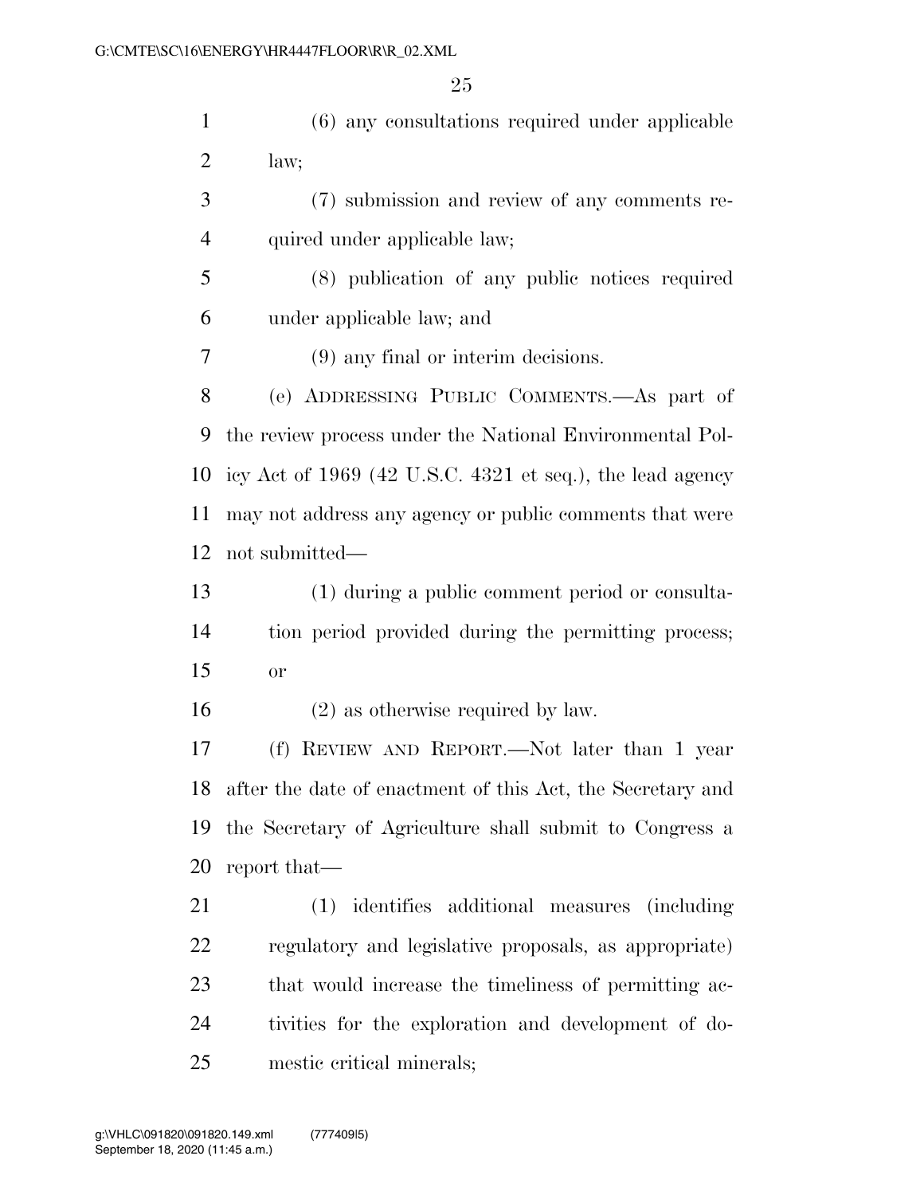(6) any consultations required under applicable law;

(7) submission and review of any comments required under applicable law;

(8) publication of any public notices required under applicable law; and

(9) any final or interim decisions.

(e) ADDRESSING PUBLIC COMMENTS.—As part of the review process under the National Environmental Policy Act of 1969 (42 U.S.C. 4321 et seq.), the lead agency may not address any agency or public comments that were not submitted—

(1) during a public comment period or consultation period provided during the permitting process; or

(2) as otherwise required by law.

(f) REVIEW AND REPORT.—Not later than 1 year after the date of enactment of this Act, the Secretary and the Secretary of Agriculture shall submit to Congress a report that—

(1) identifies additional measures (including regulatory and legislative proposals, as appropriate) that would increase the timeliness of permitting activities for the exploration and development of domestic critical minerals;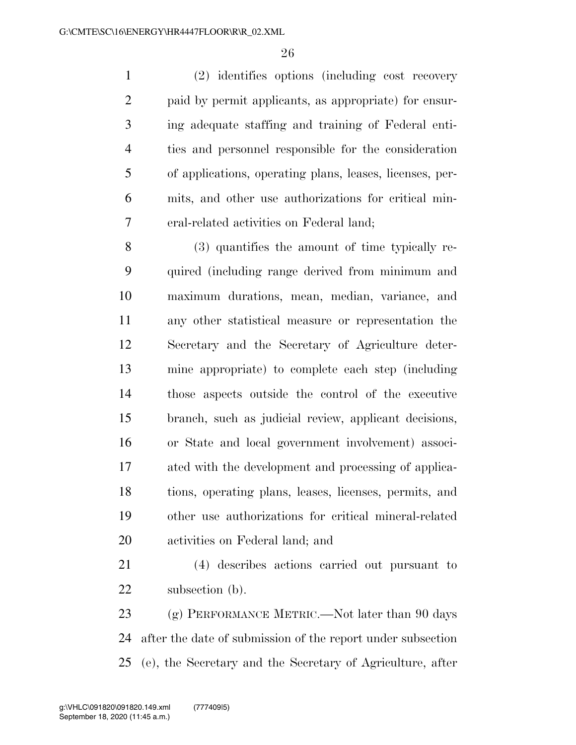(2) identifies options (including cost recovery paid by permit applicants, as appropriate) for ensuring adequate staffing and training of Federal entities and personnel responsible for the consideration of applications, operating plans, leases, licenses, permits, and other use authorizations for critical mineral-related activities on Federal land;

(3) quantifies the amount of time typically required (including range derived from minimum and maximum durations, mean, median, variance, and any other statistical measure or representation the Secretary and the Secretary of Agriculture determine appropriate) to complete each step (including those aspects outside the control of the executive branch, such as judicial review, applicant decisions, or State and local government involvement) associated with the development and processing of applications, operating plans, leases, licenses, permits, and other use authorizations for critical mineral-related activities on Federal land; and

(4) describes actions carried out pursuant to subsection (b).

(g) PERFORMANCE METRIC.—Not later than 90 days after the date of submission of the report under subsection (e), the Secretary and the Secretary of Agriculture, after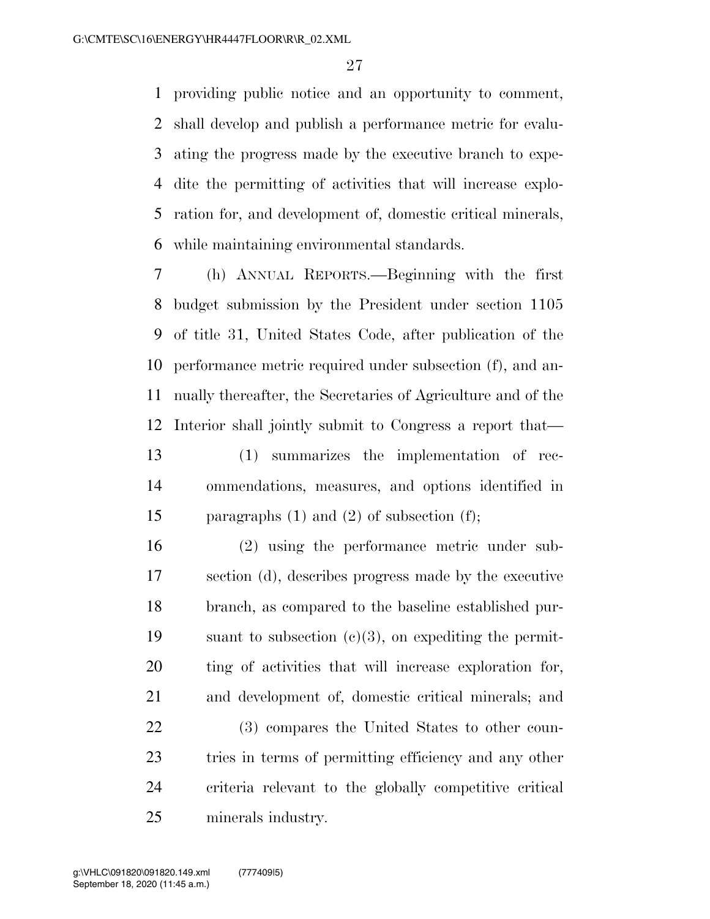providing public notice and an opportunity to comment, shall develop and publish a performance metric for evaluating the progress made by the executive branch to expedite the permitting of activities that will increase exploration for, and development of, domestic critical minerals, while maintaining environmental standards.

(h) ANNUAL REPORTS.—Beginning with the first budget submission by the President under section 1105 of title 31, United States Code, after publication of the performance metric required under subsection (f), and annually thereafter, the Secretaries of Agriculture and of the Interior shall jointly submit to Congress a report that—

(1) summarizes the implementation of recommendations, measures, and options identified in paragraphs (1) and (2) of subsection (f);

(2) using the performance metric under subsection (d), describes progress made by the executive branch, as compared to the baseline established pursuant to subsection (c)(3), on expediting the permitting of activities that will increase exploration for, and development of, domestic critical minerals; and

(3) compares the United States to other countries in terms of permitting efficiency and any other criteria relevant to the globally competitive critical minerals industry.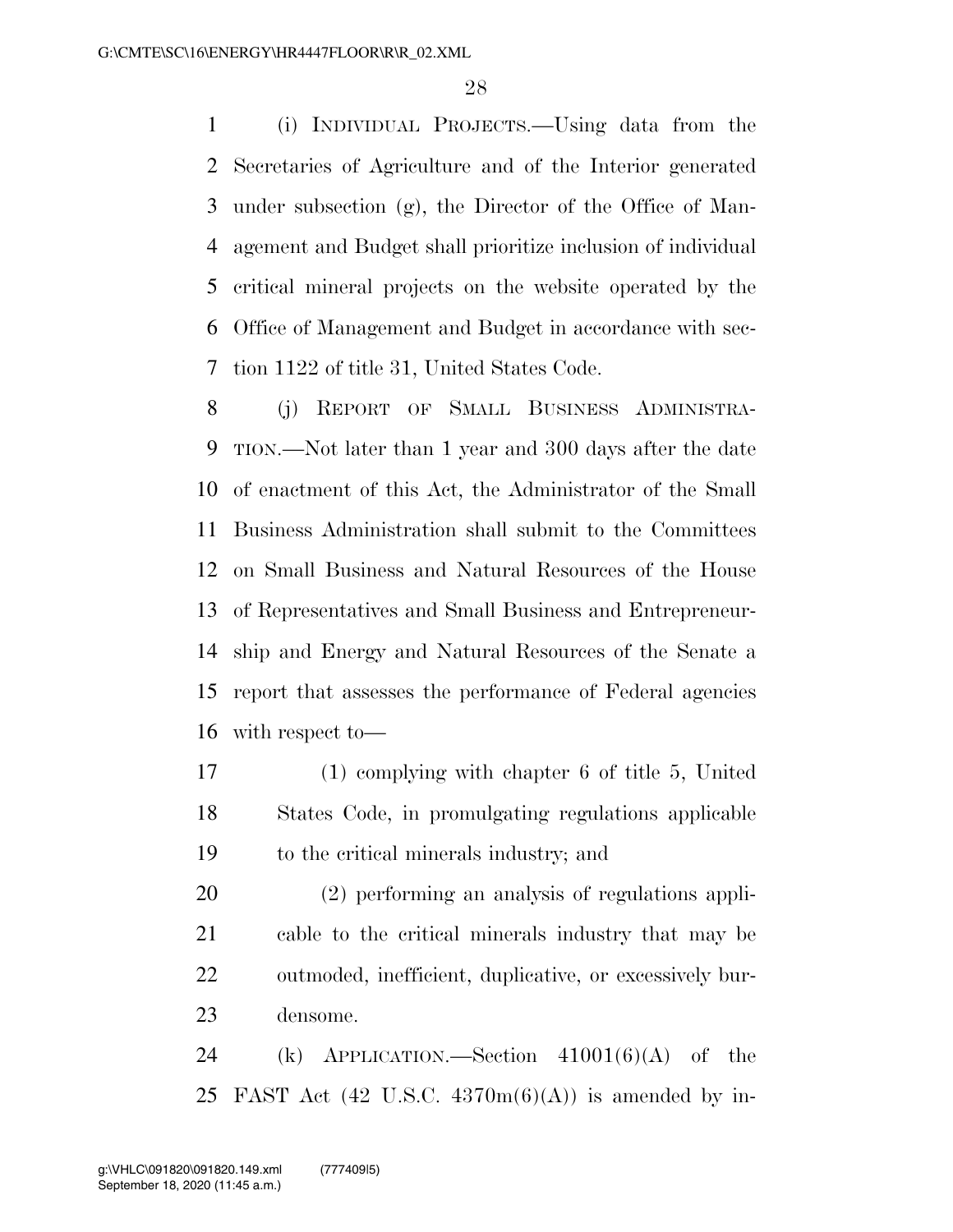(i) INDIVIDUAL PROJECTS.—Using data from the Secretaries of Agriculture and of the Interior generated under subsection (g), the Director of the Office of Management and Budget shall prioritize inclusion of individual critical mineral projects on the website operated by the Office of Management and Budget in accordance with section 1122 of title 31, United States Code.

(j) REPORT OF SMALL BUSINESS ADMINISTRATION.—Not later than 1 year and 300 days after the date of enactment of this Act, the Administrator of the Small Business Administration shall submit to the Committees on Small Business and Natural Resources of the House of Representatives and Small Business and Entrepreneurship and Energy and Natural Resources of the Senate a report that assesses the performance of Federal agencies with respect to—

(1) complying with chapter 6 of title 5, United States Code, in promulgating regulations applicable to the critical minerals industry; and

(2) performing an analysis of regulations applicable to the critical minerals industry that may be outmoded, inefficient, duplicative, or excessively burdensome.

(k) APPLICATION.—Section 41001(6)(A) of the FAST Act (42 U.S.C. 4370m(6)(A)) is amended by in-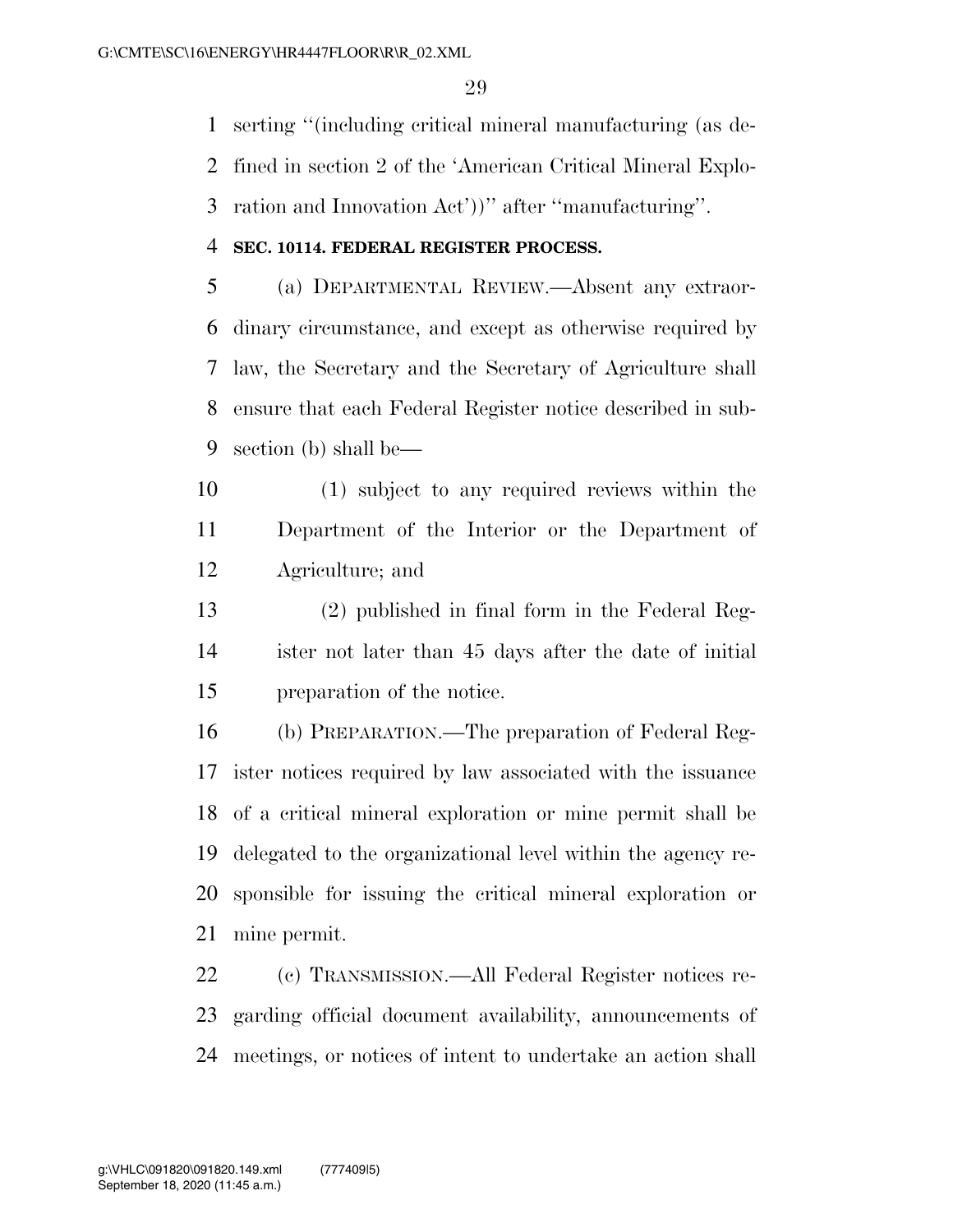serting "(including critical mineral manufacturing (as defined in section 2 of the 'American Critical Mineral Exploration and Innovation Act'))" after "manufacturing".

**SEC. 10114. FEDERAL REGISTER PROCESS.**

(a) DEPARTMENTAL REVIEW.—Absent any extraordinary circumstance, and except as otherwise required by law, the Secretary and the Secretary of Agriculture shall ensure that each Federal Register notice described in subsection (b) shall be—

(1) subject to any required reviews within the Department of the Interior or the Department of Agriculture; and

(2) published in final form in the Federal Register not later than 45 days after the date of initial preparation of the notice.

(b) PREPARATION.—The preparation of Federal Register notices required by law associated with the issuance of a critical mineral exploration or mine permit shall be delegated to the organizational level within the agency responsible for issuing the critical mineral exploration or mine permit.

(c) TRANSMISSION.—All Federal Register notices regarding official document availability, announcements of meetings, or notices of intent to undertake an action shall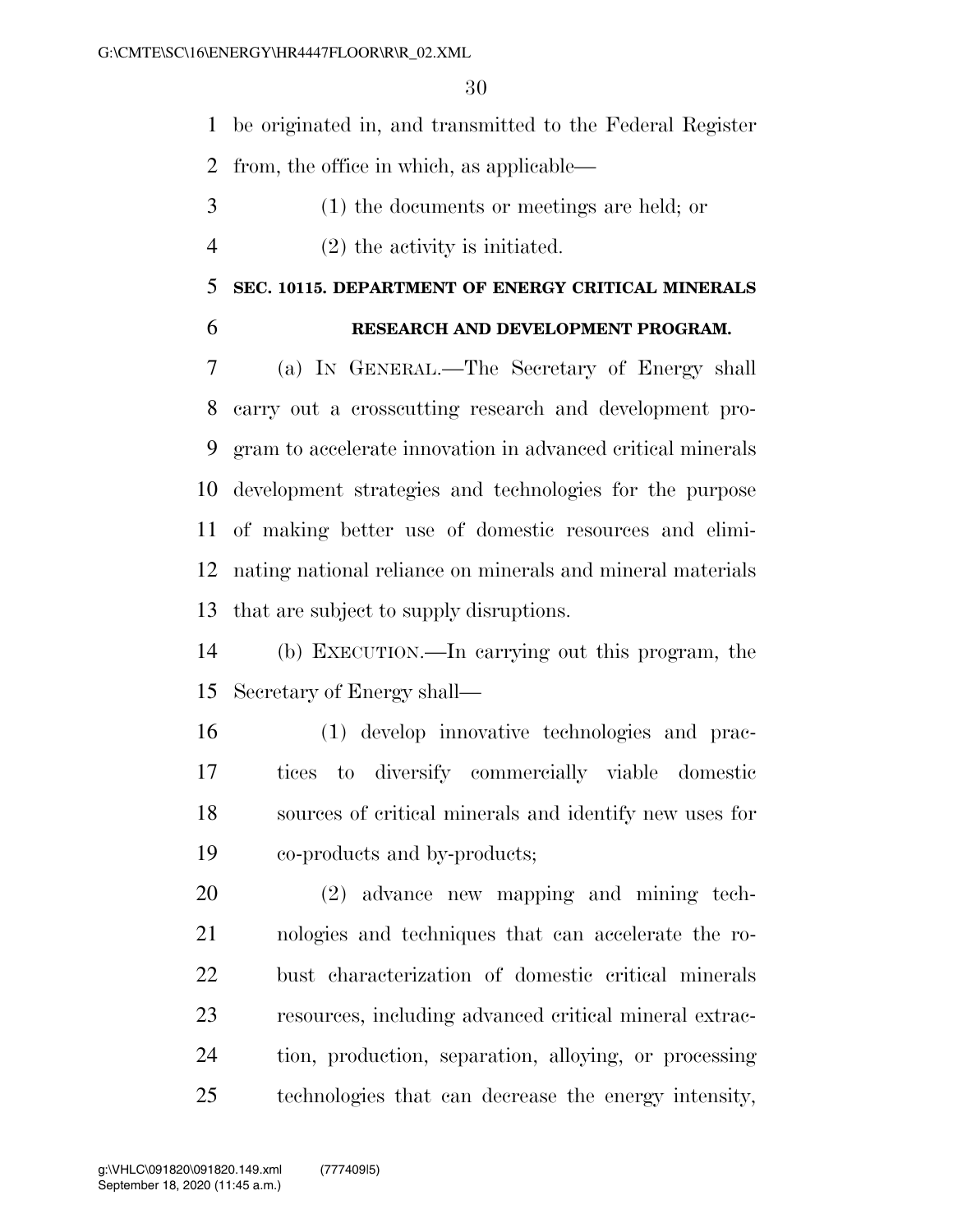be originated in, and transmitted to the Federal Register from, the office in which, as applicable—

(1) the documents or meetings are held; or

(2) the activity is initiated.

### SEC. 10115. DEPARTMENT OF ENERGY CRITICAL MINERALS RESEARCH AND DEVELOPMENT PROGRAM.

(a) IN GENERAL.—The Secretary of Energy shall carry out a crosscutting research and development program to accelerate innovation in advanced critical minerals development strategies and technologies for the purpose of making better use of domestic resources and eliminating national reliance on minerals and mineral materials that are subject to supply disruptions.

(b) EXECUTION.—In carrying out this program, the Secretary of Energy shall—

(1) develop innovative technologies and practices to diversify commercially viable domestic sources of critical minerals and identify new uses for co-products and by-products;

(2) advance new mapping and mining technologies and techniques that can accelerate the robust characterization of domestic critical minerals resources, including advanced critical mineral extraction, production, separation, alloying, or processing technologies that can decrease the energy intensity,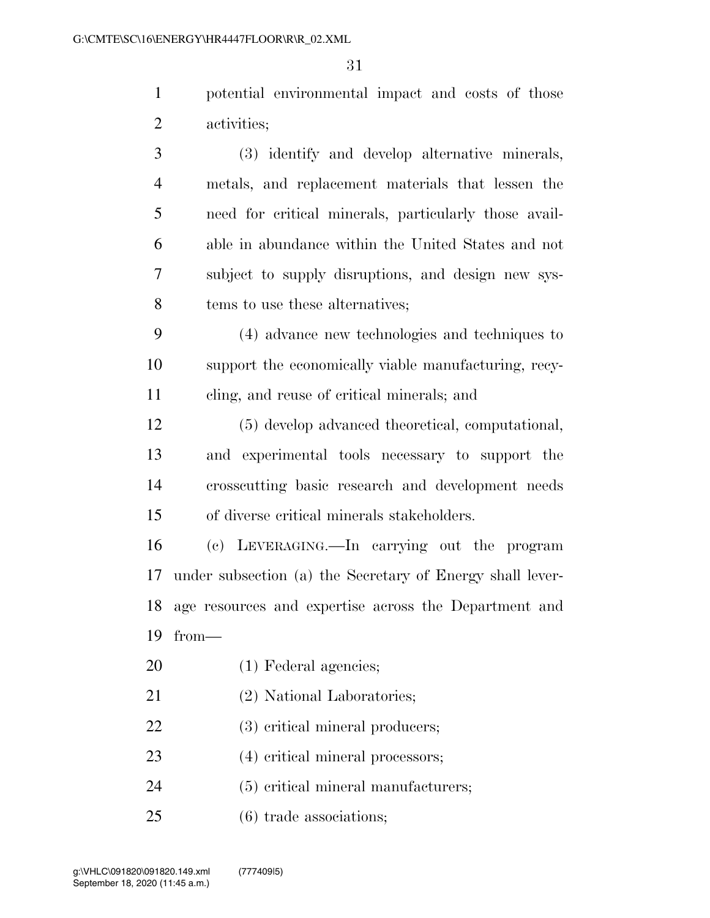potential environmental impact and costs of those activities;

(3) identify and develop alternative minerals, metals, and replacement materials that lessen the need for critical minerals, particularly those available in abundance within the United States and not subject to supply disruptions, and design new systems to use these alternatives;

(4) advance new technologies and techniques to support the economically viable manufacturing, recycling, and reuse of critical minerals; and

(5) develop advanced theoretical, computational, and experimental tools necessary to support the crosscutting basic research and development needs of diverse critical minerals stakeholders.

(c) LEVERAGING.—In carrying out the program under subsection (a) the Secretary of Energy shall leverage resources and expertise across the Department and from—

(1) Federal agencies;

(2) National Laboratories;

(3) critical mineral producers;

(4) critical mineral processors;

(5) critical mineral manufacturers;

(6) trade associations;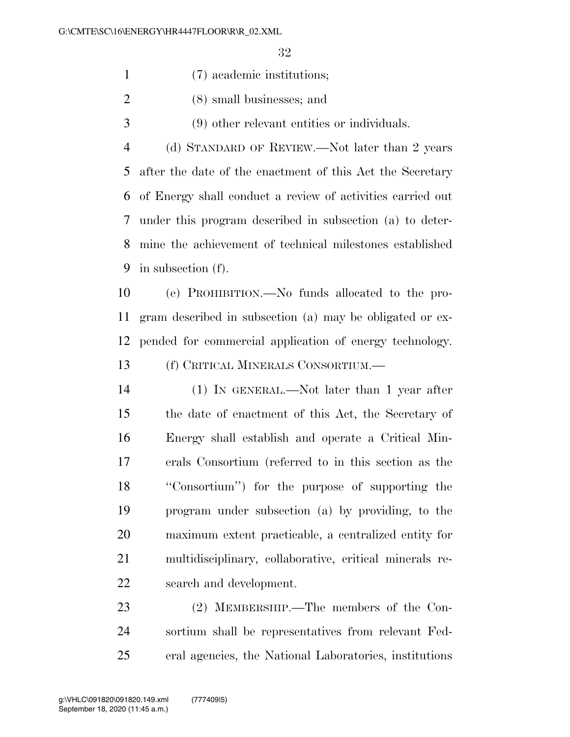(7) academic institutions;

(8) small businesses; and

(9) other relevant entities or individuals.

(d) STANDARD OF REVIEW.—Not later than 2 years after the date of the enactment of this Act the Secretary of Energy shall conduct a review of activities carried out under this program described in subsection (a) to determine the achievement of technical milestones established in subsection (f).

(e) PROHIBITION.—No funds allocated to the program described in subsection (a) may be obligated or expended for commercial application of energy technology.

(f) CRITICAL MINERALS CONSORTIUM.—

(1) IN GENERAL.—Not later than 1 year after the date of enactment of this Act, the Secretary of Energy shall establish and operate a Critical Minerals Consortium (referred to in this section as the "Consortium") for the purpose of supporting the program under subsection (a) by providing, to the maximum extent practicable, a centralized entity for multidisciplinary, collaborative, critical minerals research and development.

(2) MEMBERSHIP.—The members of the Consortium shall be representatives from relevant Federal agencies, the National Laboratories, institutions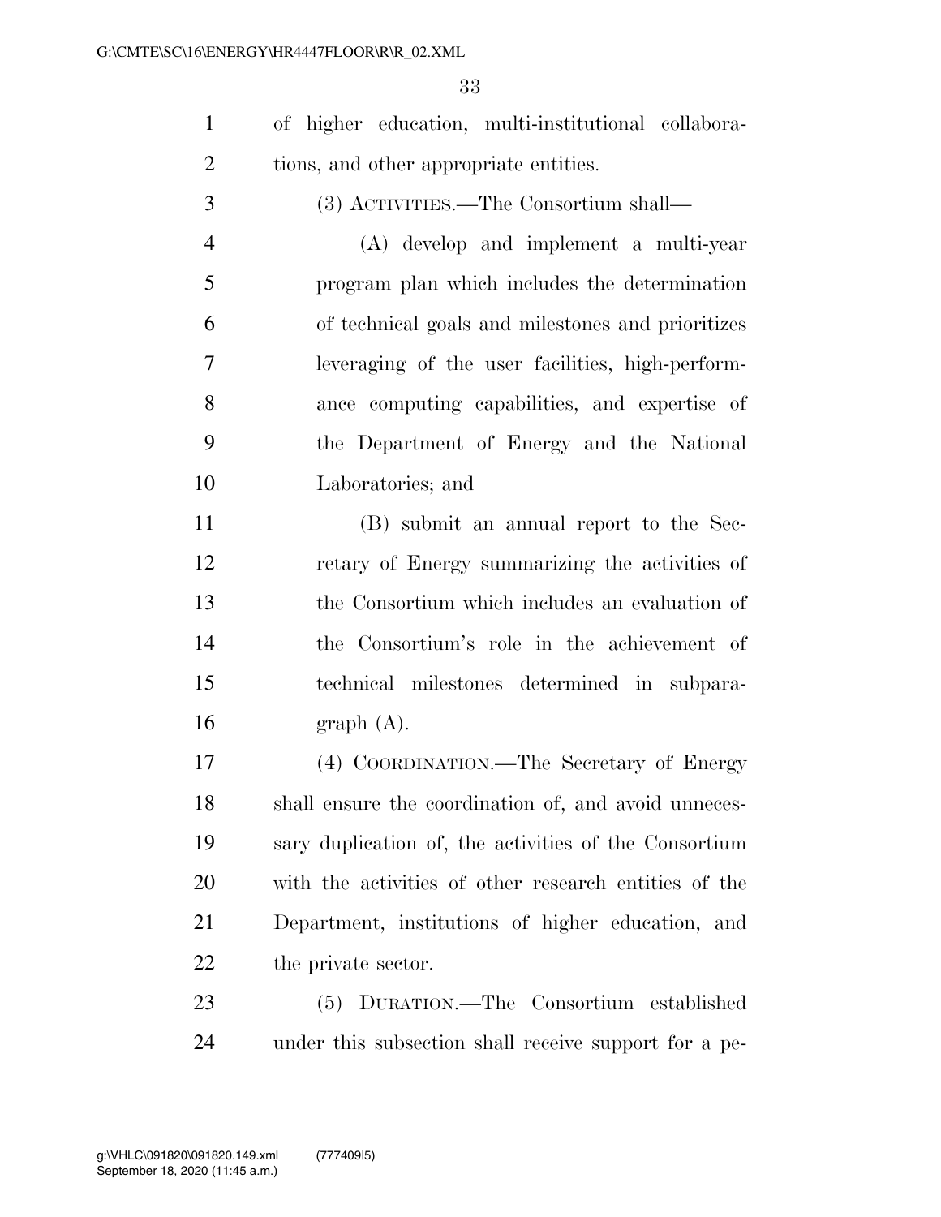of higher education, multi-institutional collaborations, and other appropriate entities.

(3) ACTIVITIES.—The Consortium shall—

(A) develop and implement a multi-year program plan which includes the determination of technical goals and milestones and prioritizes leveraging of the user facilities, high-performance computing capabilities, and expertise of the Department of Energy and the National Laboratories; and

(B) submit an annual report to the Secretary of Energy summarizing the activities of the Consortium which includes an evaluation of the Consortium's role in the achievement of technical milestones determined in subparagraph (A).

(4) COORDINATION.—The Secretary of Energy shall ensure the coordination of, and avoid unnecessary duplication of, the activities of the Consortium with the activities of other research entities of the Department, institutions of higher education, and the private sector.

(5) DURATION.—The Consortium established under this subsection shall receive support for a pe-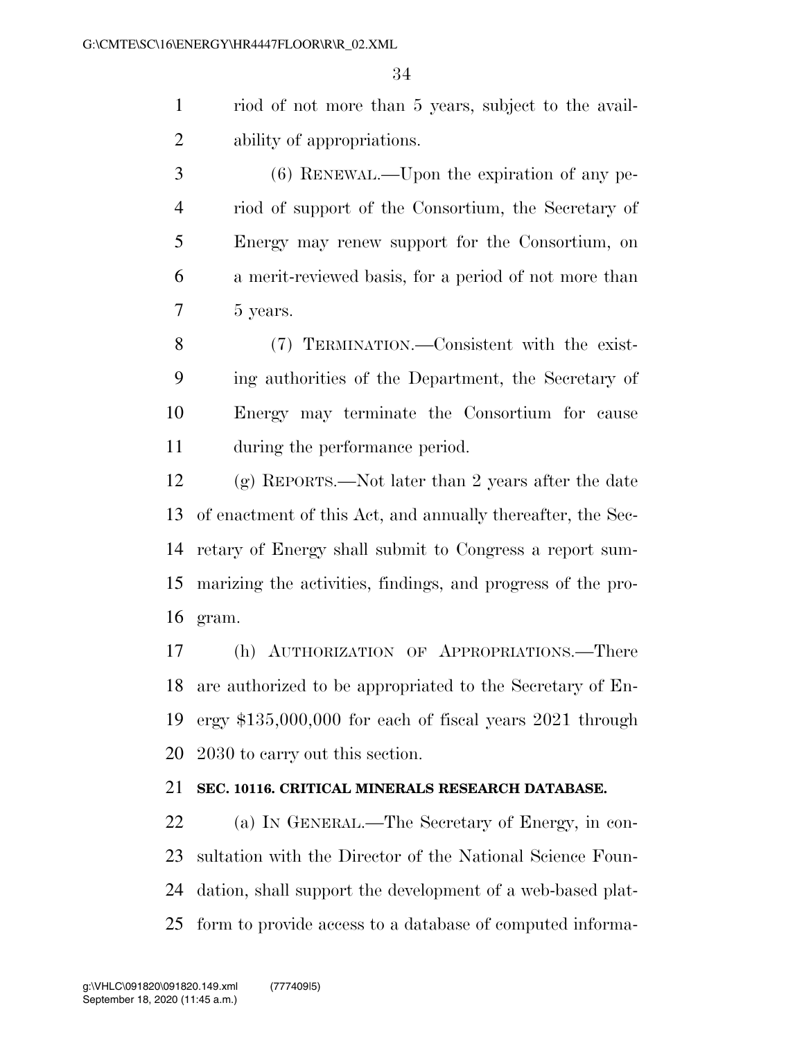riod of not more than 5 years, subject to the availability of appropriations.

(6) RENEWAL.—Upon the expiration of any period of support of the Consortium, the Secretary of Energy may renew support for the Consortium, on a merit-reviewed basis, for a period of not more than 5 years.

(7) TERMINATION.—Consistent with the existing authorities of the Department, the Secretary of Energy may terminate the Consortium for cause during the performance period.

(g) REPORTS.—Not later than 2 years after the date of enactment of this Act, and annually thereafter, the Secretary of Energy shall submit to Congress a report summarizing the activities, findings, and progress of the program.

(h) AUTHORIZATION OF APPROPRIATIONS.—There are authorized to be appropriated to the Secretary of Energy $135,000,000 for each of fiscal years 2021 through 2030 to carry out this section.

**SEC. 10116. CRITICAL MINERALS RESEARCH DATABASE.**

(a) IN GENERAL.—The Secretary of Energy, in consultation with the Director of the National Science Foundation, shall support the development of a web-based platform to provide access to a database of computed informa-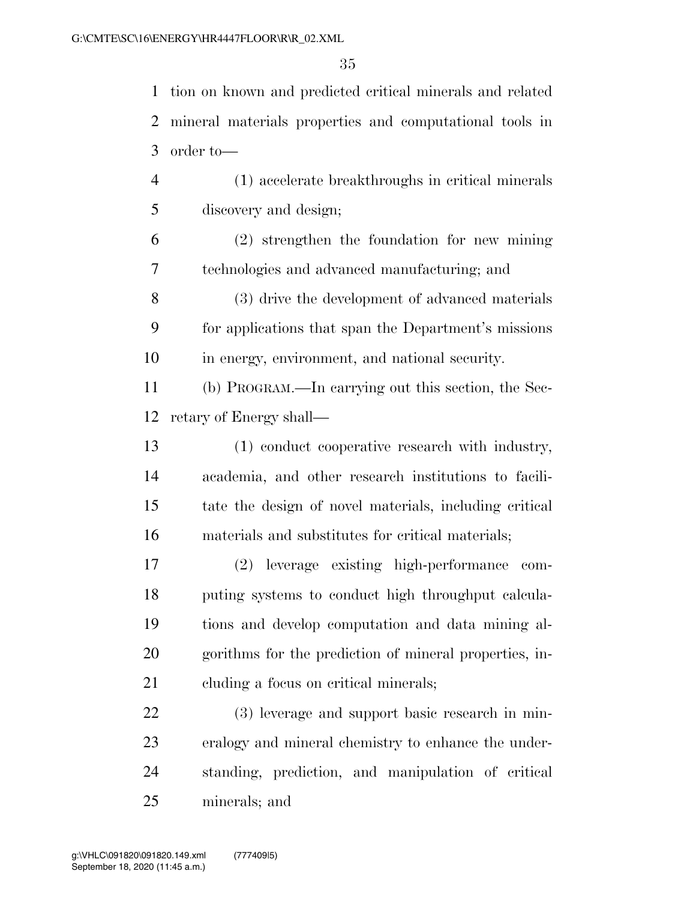tion on known and predicted critical minerals and related mineral materials properties and computational tools in order to—

(1) accelerate breakthroughs in critical minerals discovery and design;

(2) strengthen the foundation for new mining technologies and advanced manufacturing; and

(3) drive the development of advanced materials for applications that span the Department's missions in energy, environment, and national security.

(b) PROGRAM.—In carrying out this section, the Secretary of Energy shall—

(1) conduct cooperative research with industry, academia, and other research institutions to facilitate the design of novel materials, including critical materials and substitutes for critical materials;

(2) leverage existing high-performance computing systems to conduct high throughput calculations and develop computation and data mining algorithms for the prediction of mineral properties, including a focus on critical minerals;

(3) leverage and support basic research in mineralogy and mineral chemistry to enhance the understanding, prediction, and manipulation of critical minerals; and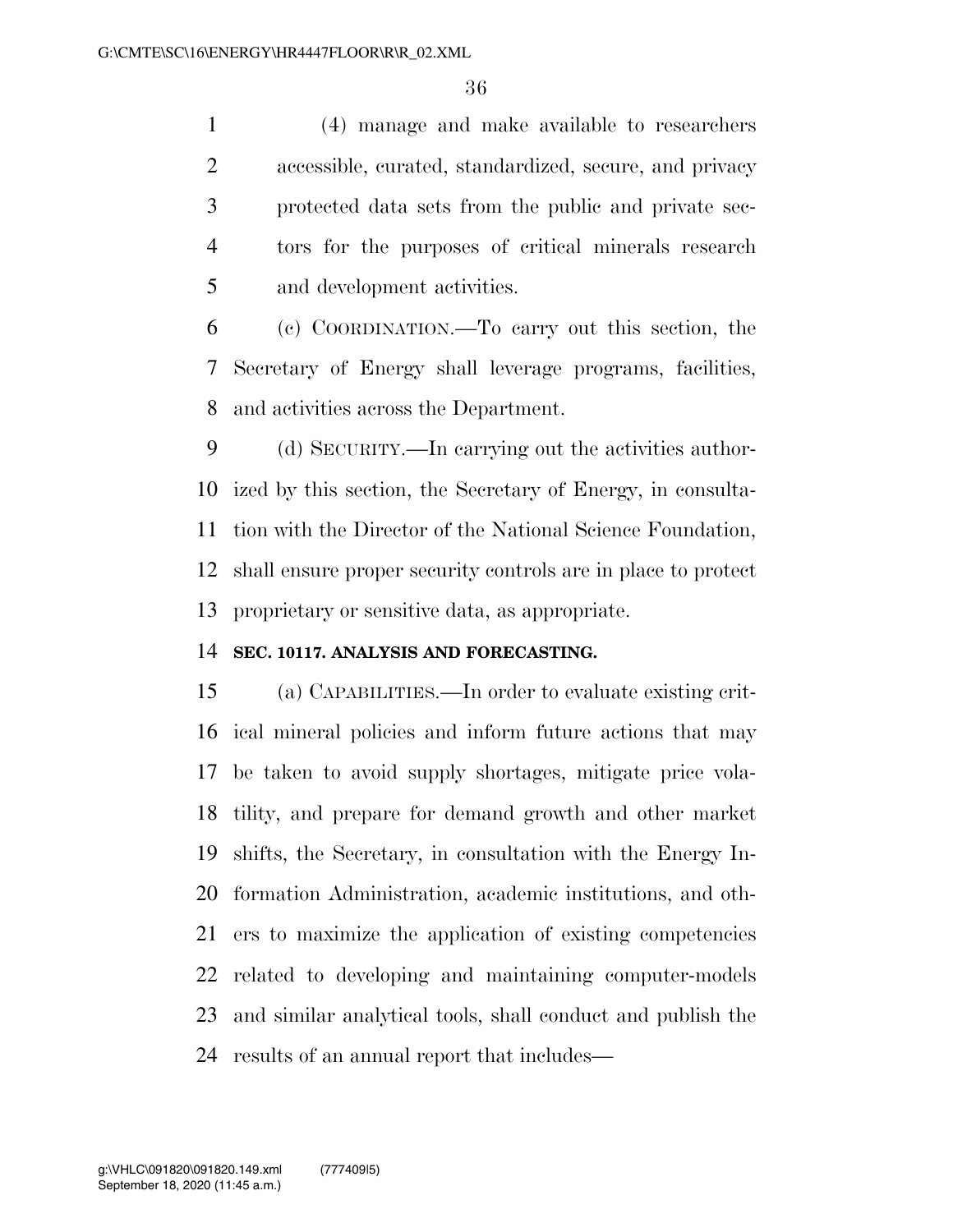(4) manage and make available to researchers accessible, curated, standardized, secure, and privacy protected data sets from the public and private sectors for the purposes of critical minerals research and development activities.

(c) COORDINATION.—To carry out this section, the Secretary of Energy shall leverage programs, facilities, and activities across the Department.

(d) SECURITY.—In carrying out the activities authorized by this section, the Secretary of Energy, in consultation with the Director of the National Science Foundation, shall ensure proper security controls are in place to protect proprietary or sensitive data, as appropriate.

**SEC. 10117. ANALYSIS AND FORECASTING.**

(a) CAPABILITIES.—In order to evaluate existing critical mineral policies and inform future actions that may be taken to avoid supply shortages, mitigate price volatility, and prepare for demand growth and other market shifts, the Secretary, in consultation with the Energy Information Administration, academic institutions, and others to maximize the application of existing competencies related to developing and maintaining computer-models and similar analytical tools, shall conduct and publish the results of an annual report that includes—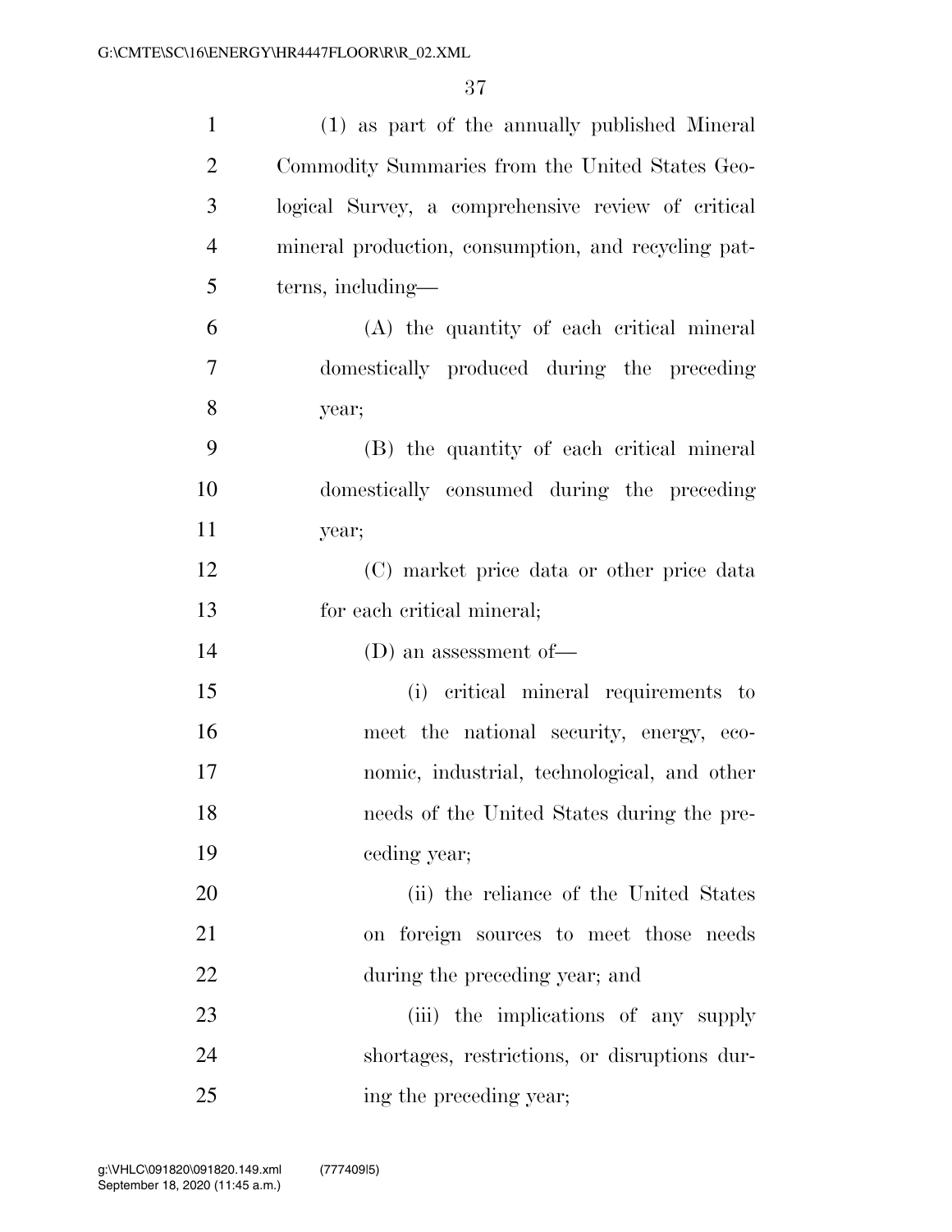(1) as part of the annually published Mineral Commodity Summaries from the United States Geological Survey, a comprehensive review of critical mineral production, consumption, and recycling patterns, including—

(A) the quantity of each critical mineral domestically produced during the preceding year;

(B) the quantity of each critical mineral domestically consumed during the preceding year;

(C) market price data or other price data for each critical mineral;

(D) an assessment of—

(i) critical mineral requirements to meet the national security, energy, economic, industrial, technological, and other needs of the United States during the preceding year;

(ii) the reliance of the United States on foreign sources to meet those needs during the preceding year; and

(iii) the implications of any supply shortages, restrictions, or disruptions during the preceding year;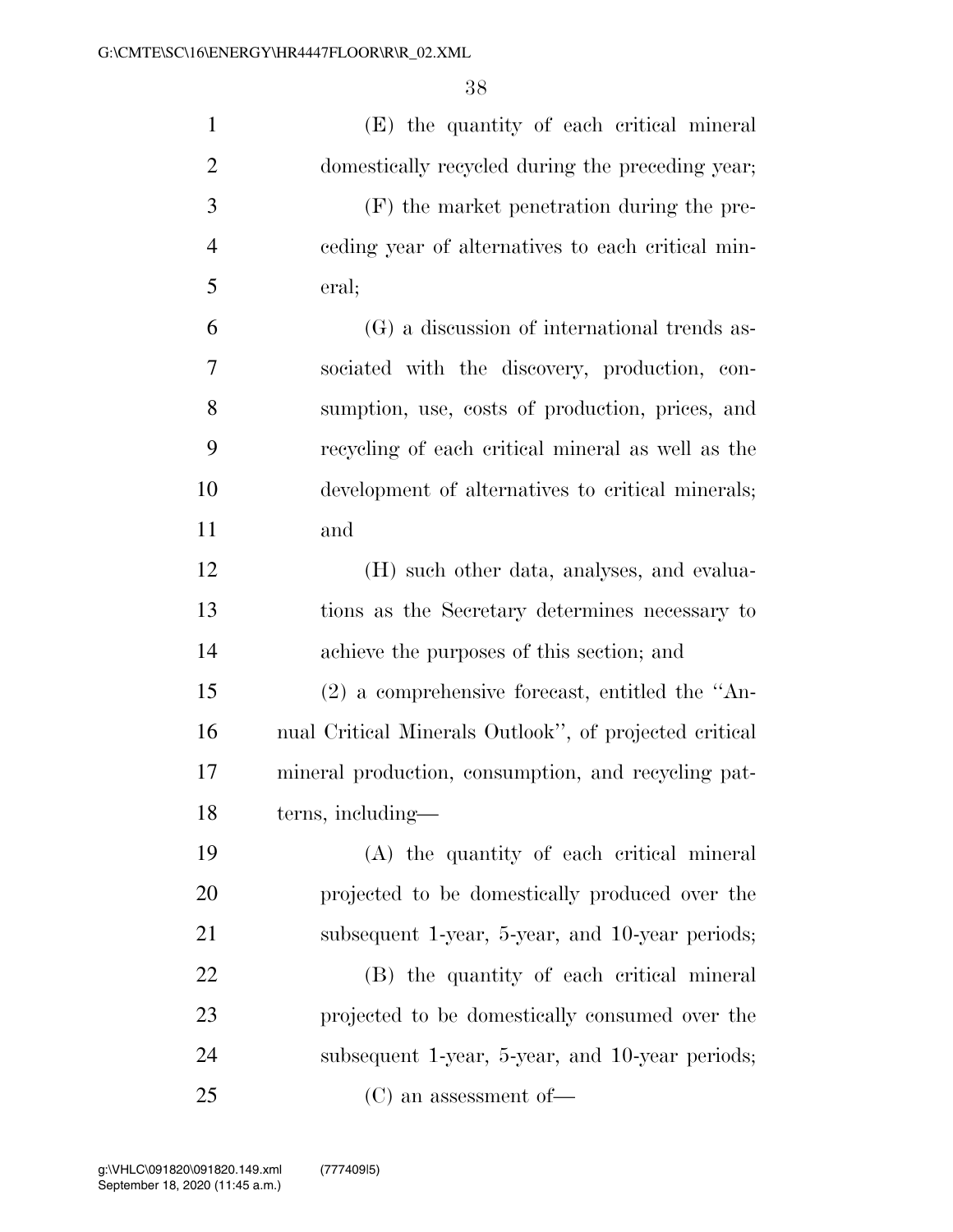(E) the quantity of each critical mineral domestically recycled during the preceding year;

(F) the market penetration during the preceding year of alternatives to each critical mineral;

(G) a discussion of international trends associated with the discovery, production, consumption, use, costs of production, prices, and recycling of each critical mineral as well as the development of alternatives to critical minerals; and

(H) such other data, analyses, and evaluations as the Secretary determines necessary to achieve the purposes of this section; and

(2) a comprehensive forecast, entitled the ''Annual Critical Minerals Outlook'', of projected critical mineral production, consumption, and recycling patterns, including—

(A) the quantity of each critical mineral projected to be domestically produced over the subsequent 1-year, 5-year, and 10-year periods;

(B) the quantity of each critical mineral projected to be domestically consumed over the subsequent 1-year, 5-year, and 10-year periods;

(C) an assessment of—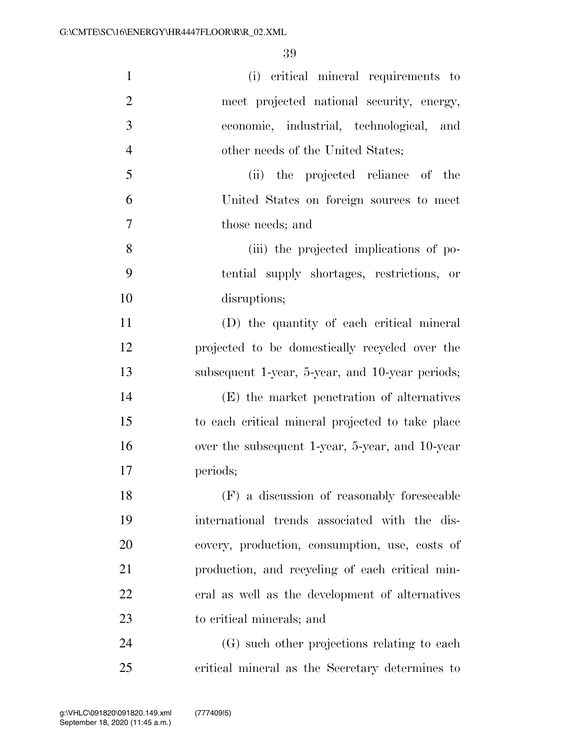(i) critical mineral requirements to meet projected national security, energy, economic, industrial, technological, and other needs of the United States;

(ii) the projected reliance of the United States on foreign sources to meet those needs; and

(iii) the projected implications of potential supply shortages, restrictions, or disruptions;

(D) the quantity of each critical mineral projected to be domestically recycled over the subsequent 1-year, 5-year, and 10-year periods;

(E) the market penetration of alternatives to each critical mineral projected to take place over the subsequent 1-year, 5-year, and 10-year periods;

(F) a discussion of reasonably foreseeable international trends associated with the discovery, production, consumption, use, costs of production, and recycling of each critical mineral as well as the development of alternatives to critical minerals; and

(G) such other projections relating to each critical mineral as the Secretary determines to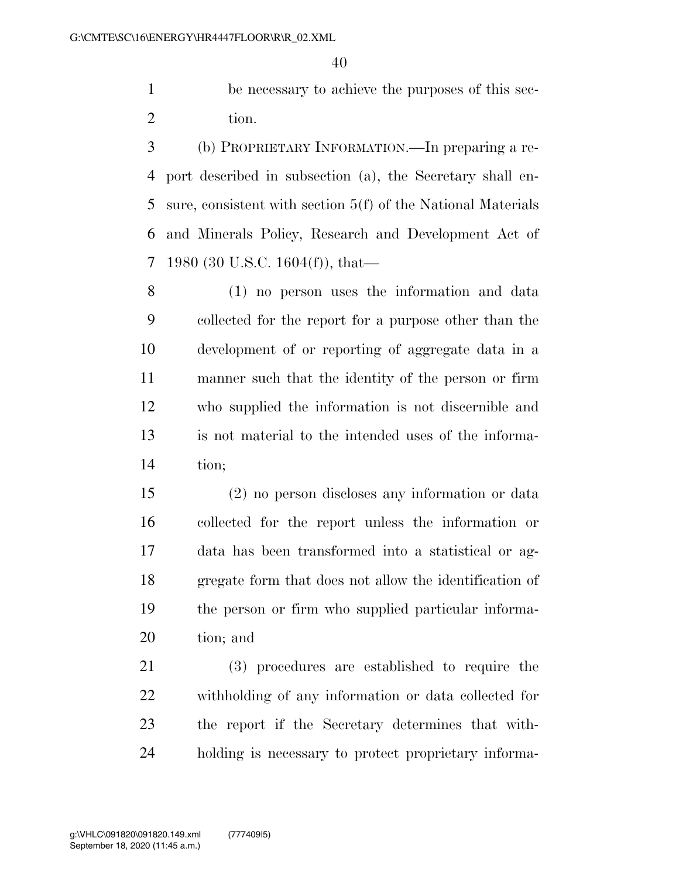be necessary to achieve the purposes of this section.

(b) PROPRIETARY INFORMATION.—In preparing a report described in subsection (a), the Secretary shall ensure, consistent with section 5(f) of the National Materials and Minerals Policy, Research and Development Act of 1980 (30 U.S.C. 1604(f)), that—

(1) no person uses the information and data collected for the report for a purpose other than the development of or reporting of aggregate data in a manner such that the identity of the person or firm who supplied the information is not discernible and is not material to the intended uses of the information;

(2) no person discloses any information or data collected for the report unless the information or data has been transformed into a statistical or aggregate form that does not allow the identification of the person or firm who supplied particular information; and

(3) procedures are established to require the withholding of any information or data collected for the report if the Secretary determines that withholding is necessary to protect proprietary informa-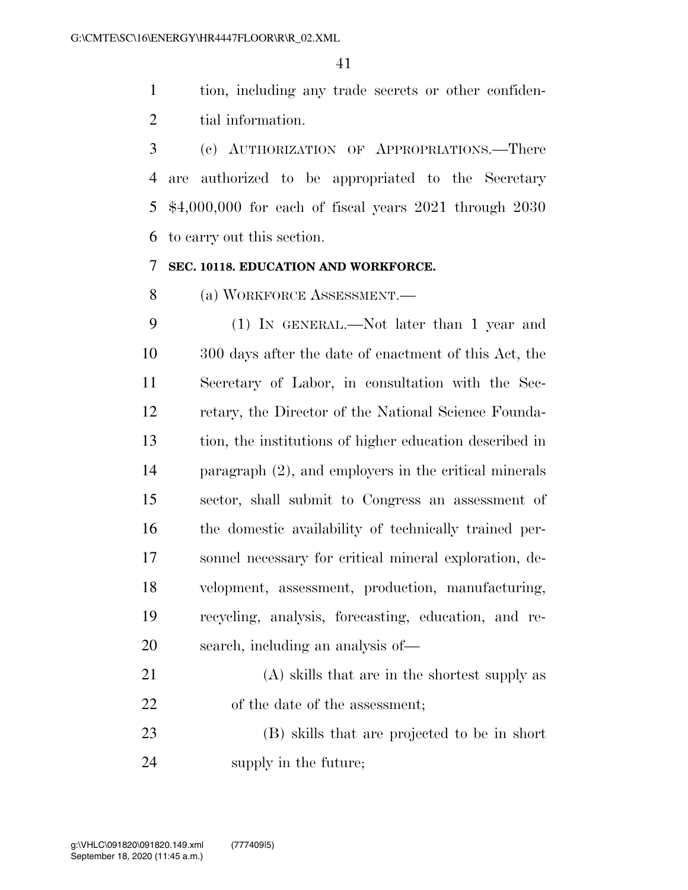tion, including any trade secrets or other confidential information.

(c) AUTHORIZATION OF APPROPRIATIONS.—There are authorized to be appropriated to the Secretary $4,000,000 for each of fiscal years 2021 through 2030 to carry out this section.

**SEC. 10118. EDUCATION AND WORKFORCE.**

(a) WORKFORCE ASSESSMENT.—

(1) IN GENERAL.—Not later than 1 year and 300 days after the date of enactment of this Act, the Secretary of Labor, in consultation with the Secretary, the Director of the National Science Foundation, the institutions of higher education described in paragraph (2), and employers in the critical minerals sector, shall submit to Congress an assessment of the domestic availability of technically trained personnel necessary for critical mineral exploration, development, assessment, production, manufacturing, recycling, analysis, forecasting, education, and research, including an analysis of—

(A) skills that are in the shortest supply as of the date of the assessment;

(B) skills that are projected to be in short supply in the future;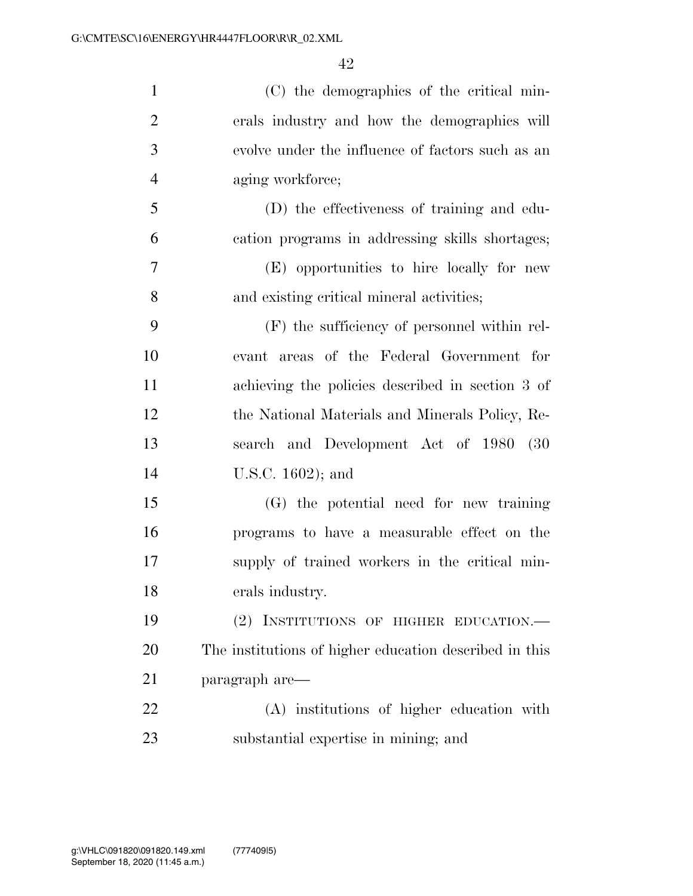(C) the demographics of the critical minerals industry and how the demographics will evolve under the influence of factors such as an aging workforce;

(D) the effectiveness of training and education programs in addressing skills shortages;

(E) opportunities to hire locally for new and existing critical mineral activities;

(F) the sufficiency of personnel within relevant areas of the Federal Government for achieving the policies described in section 3 of the National Materials and Minerals Policy, Research and Development Act of 1980 (30 U.S.C. 1602); and

(G) the potential need for new training programs to have a measurable effect on the supply of trained workers in the critical minerals industry.

(2) INSTITUTIONS OF HIGHER EDUCATION.—The institutions of higher education described in this paragraph are—

(A) institutions of higher education with substantial expertise in mining; and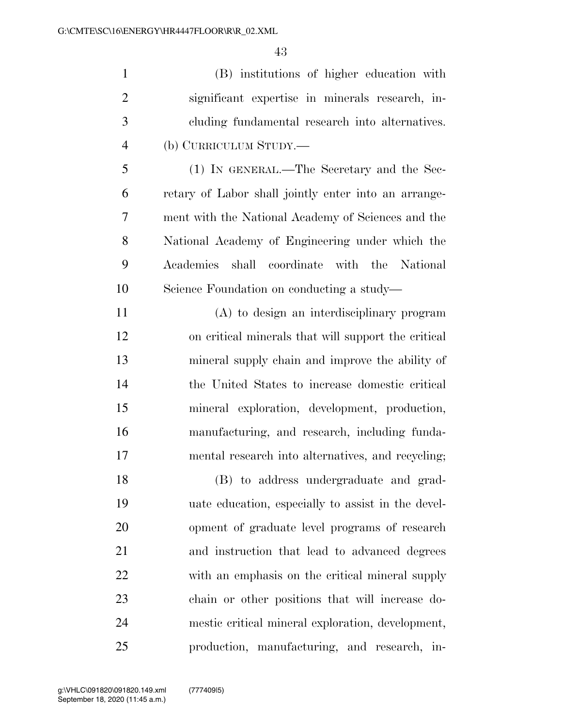(B) institutions of higher education with significant expertise in minerals research, including fundamental research into alternatives.

(b) CURRICULUM STUDY.—

(1) IN GENERAL.—The Secretary and the Secretary of Labor shall jointly enter into an arrangement with the National Academy of Sciences and the National Academy of Engineering under which the Academies shall coordinate with the National Science Foundation on conducting a study—

(A) to design an interdisciplinary program on critical minerals that will support the critical mineral supply chain and improve the ability of the United States to increase domestic critical mineral exploration, development, production, manufacturing, and research, including fundamental research into alternatives, and recycling;

(B) to address undergraduate and graduate education, especially to assist in the development of graduate level programs of research and instruction that lead to advanced degrees with an emphasis on the critical mineral supply chain or other positions that will increase domestic critical mineral exploration, development, production, manufacturing, and research, in-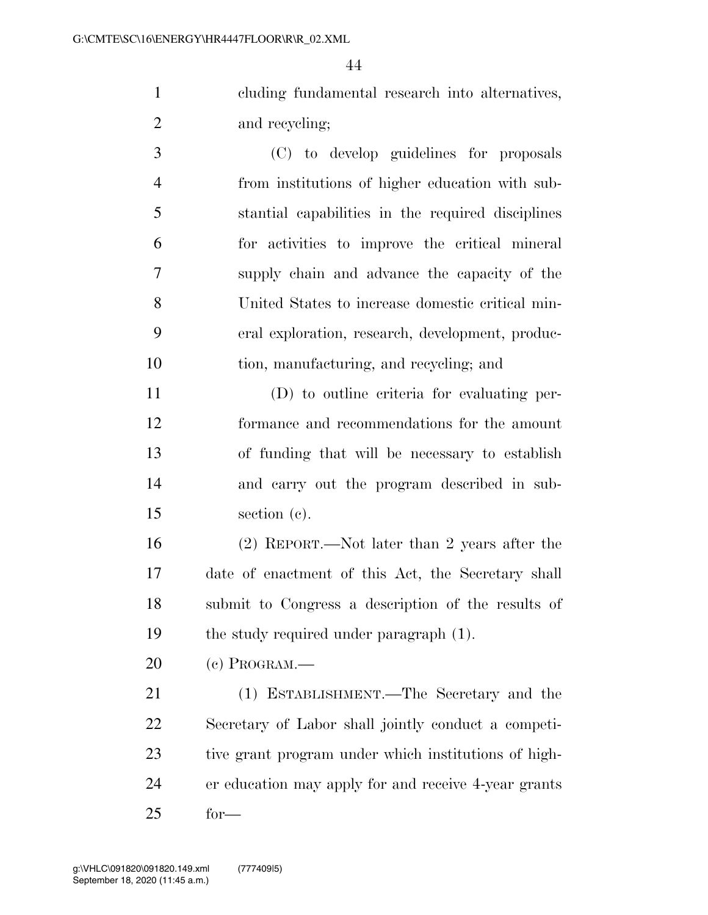cluding fundamental research into alternatives, and recycling;

(C) to develop guidelines for proposals from institutions of higher education with substantial capabilities in the required disciplines for activities to improve the critical mineral supply chain and advance the capacity of the United States to increase domestic critical mineral exploration, research, development, production, manufacturing, and recycling; and

(D) to outline criteria for evaluating performance and recommendations for the amount of funding that will be necessary to establish and carry out the program described in subsection (c).

(2) REPORT.—Not later than 2 years after the date of enactment of this Act, the Secretary shall submit to Congress a description of the results of the study required under paragraph (1).

(c) PROGRAM.—

(1) ESTABLISHMENT.—The Secretary and the Secretary of Labor shall jointly conduct a competitive grant program under which institutions of higher education may apply for and receive 4-year grants for—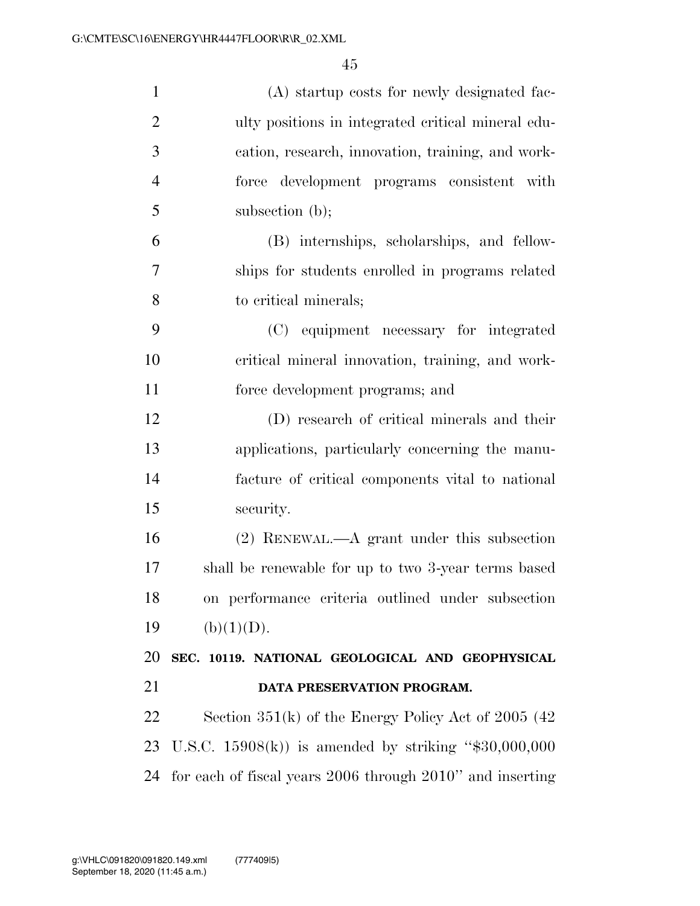(A) startup costs for newly designated faculty positions in integrated critical mineral education, research, innovation, training, and workforce development programs consistent with subsection (b);

(B) internships, scholarships, and fellowships for students enrolled in programs related to critical minerals;

(C) equipment necessary for integrated critical mineral innovation, training, and workforce development programs; and

(D) research of critical minerals and their applications, particularly concerning the manufacture of critical components vital to national security.

(2) RENEWAL.—A grant under this subsection shall be renewable for up to two 3-year terms based on performance criteria outlined under subsection (b)(1)(D).

## SEC. 10119. NATIONAL GEOLOGICAL AND GEOPHYSICAL DATA PRESERVATION PROGRAM.

Section 351(k) of the Energy Policy Act of 2005 (42 U.S.C. 15908(k)) is amended by striking "$30,000,000 for each of fiscal years 2006 through 2010" and inserting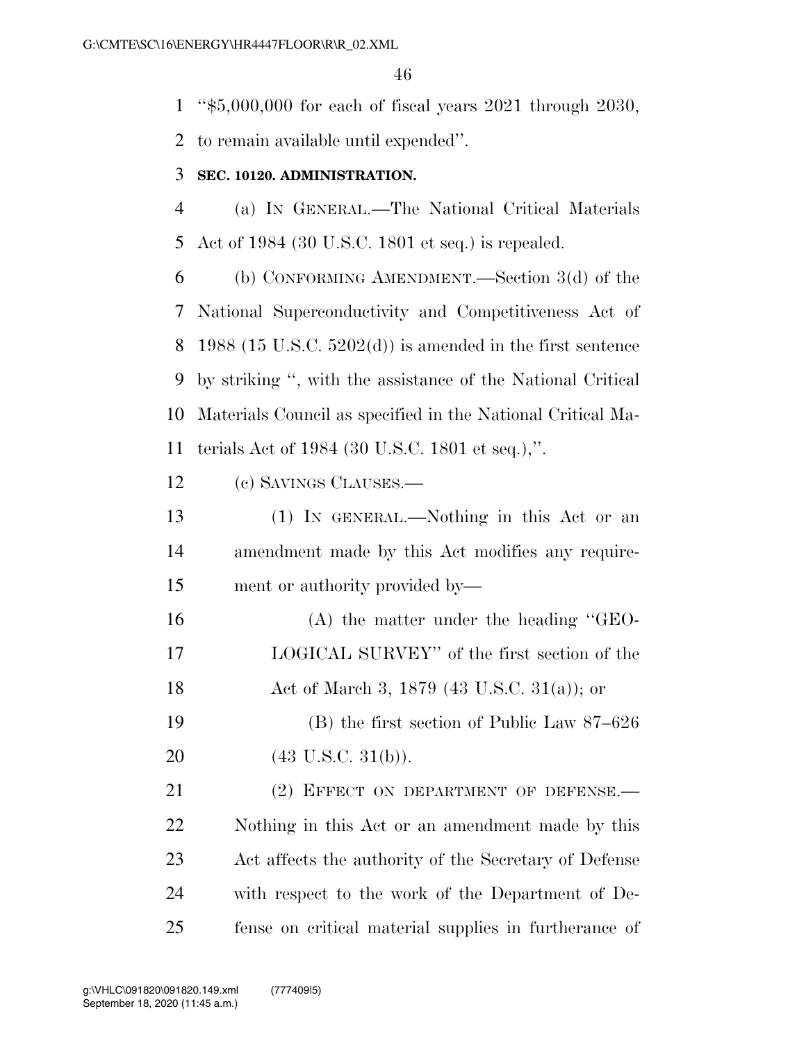"$5,000,000 for each of fiscal years 2021 through 2030, to remain available until expended".

**SEC. 10120. ADMINISTRATION.**

(a) IN GENERAL.—The National Critical Materials Act of 1984 (30 U.S.C. 1801 et seq.) is repealed.

(b) CONFORMING AMENDMENT.—Section 3(d) of the National Superconductivity and Competitiveness Act of 1988 (15 U.S.C. 5202(d)) is amended in the first sentence by striking ", with the assistance of the National Critical Materials Council as specified in the National Critical Materials Act of 1984 (30 U.S.C. 1801 et seq.),".

(c) SAVINGS CLAUSES.—

(1) IN GENERAL.—Nothing in this Act or an amendment made by this Act modifies any requirement or authority provided by—

(A) the matter under the heading "GEOLOGICAL SURVEY" of the first section of the Act of March 3, 1879 (43 U.S.C. 31(a)); or

(B) the first section of Public Law 87–626 (43 U.S.C. 31(b)).

(2) EFFECT ON DEPARTMENT OF DEFENSE.—Nothing in this Act or an amendment made by this Act affects the authority of the Secretary of Defense with respect to the work of the Department of Defense on critical material supplies in furtherance of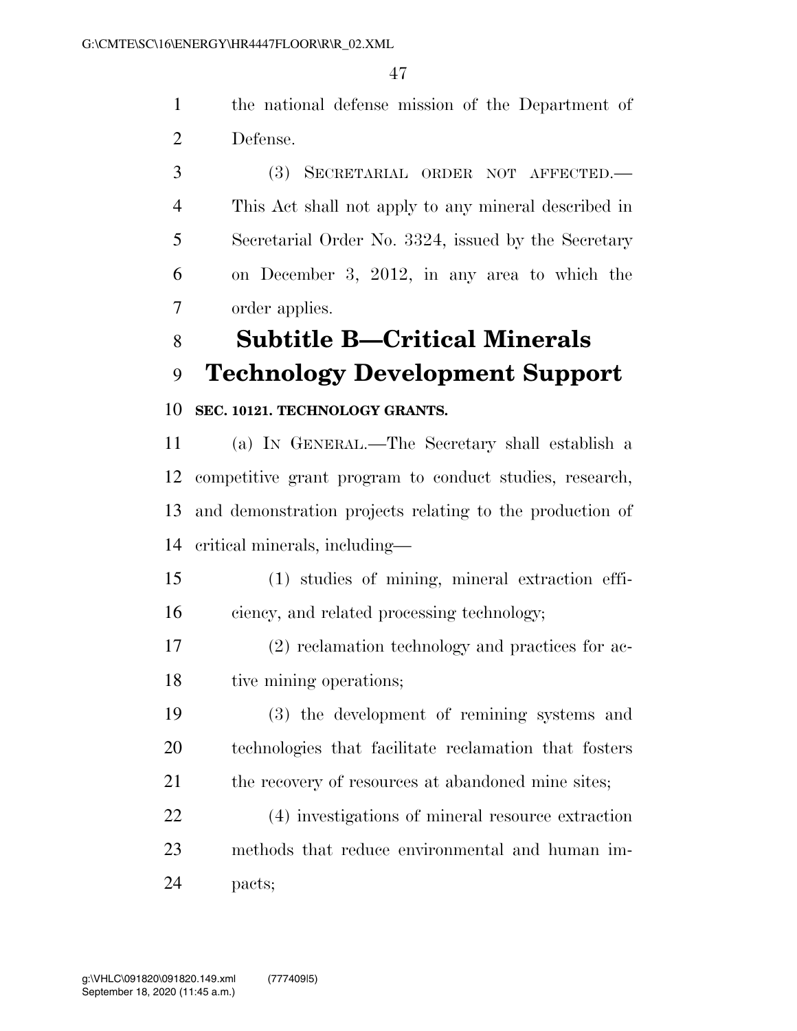the national defense mission of the Department of Defense.

(3) SECRETARIAL ORDER NOT AFFECTED.—This Act shall not apply to any mineral described in Secretarial Order No. 3324, issued by the Secretary on December 3, 2012, in any area to which the order applies.

# Subtitle B—Critical Minerals Technology Development Support

### SEC. 10121. TECHNOLOGY GRANTS.

(a) IN GENERAL.—The Secretary shall establish a competitive grant program to conduct studies, research, and demonstration projects relating to the production of critical minerals, including—

(1) studies of mining, mineral extraction efficiency, and related processing technology;

(2) reclamation technology and practices for active mining operations;

(3) the development of remining systems and technologies that facilitate reclamation that fosters the recovery of resources at abandoned mine sites;

(4) investigations of mineral resource extraction methods that reduce environmental and human impacts;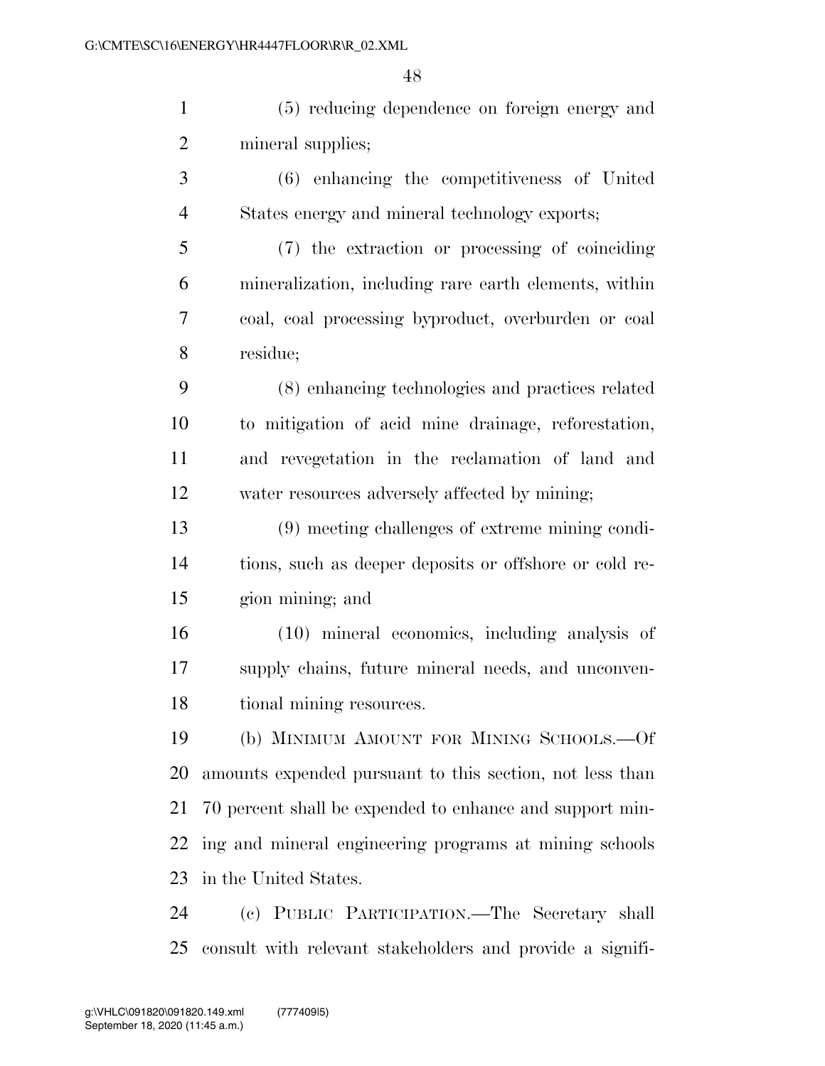(5) reducing dependence on foreign energy and mineral supplies;

(6) enhancing the competitiveness of United States energy and mineral technology exports;

(7) the extraction or processing of coinciding mineralization, including rare earth elements, within coal, coal processing byproduct, overburden or coal residue;

(8) enhancing technologies and practices related to mitigation of acid mine drainage, reforestation, and revegetation in the reclamation of land and water resources adversely affected by mining;

(9) meeting challenges of extreme mining conditions, such as deeper deposits or offshore or cold region mining; and

(10) mineral economics, including analysis of supply chains, future mineral needs, and unconventional mining resources.

(b) MINIMUM AMOUNT FOR MINING SCHOOLS.—Of amounts expended pursuant to this section, not less than 70 percent shall be expended to enhance and support mining and mineral engineering programs at mining schools in the United States.

(c) PUBLIC PARTICIPATION.—The Secretary shall consult with relevant stakeholders and provide a signifi-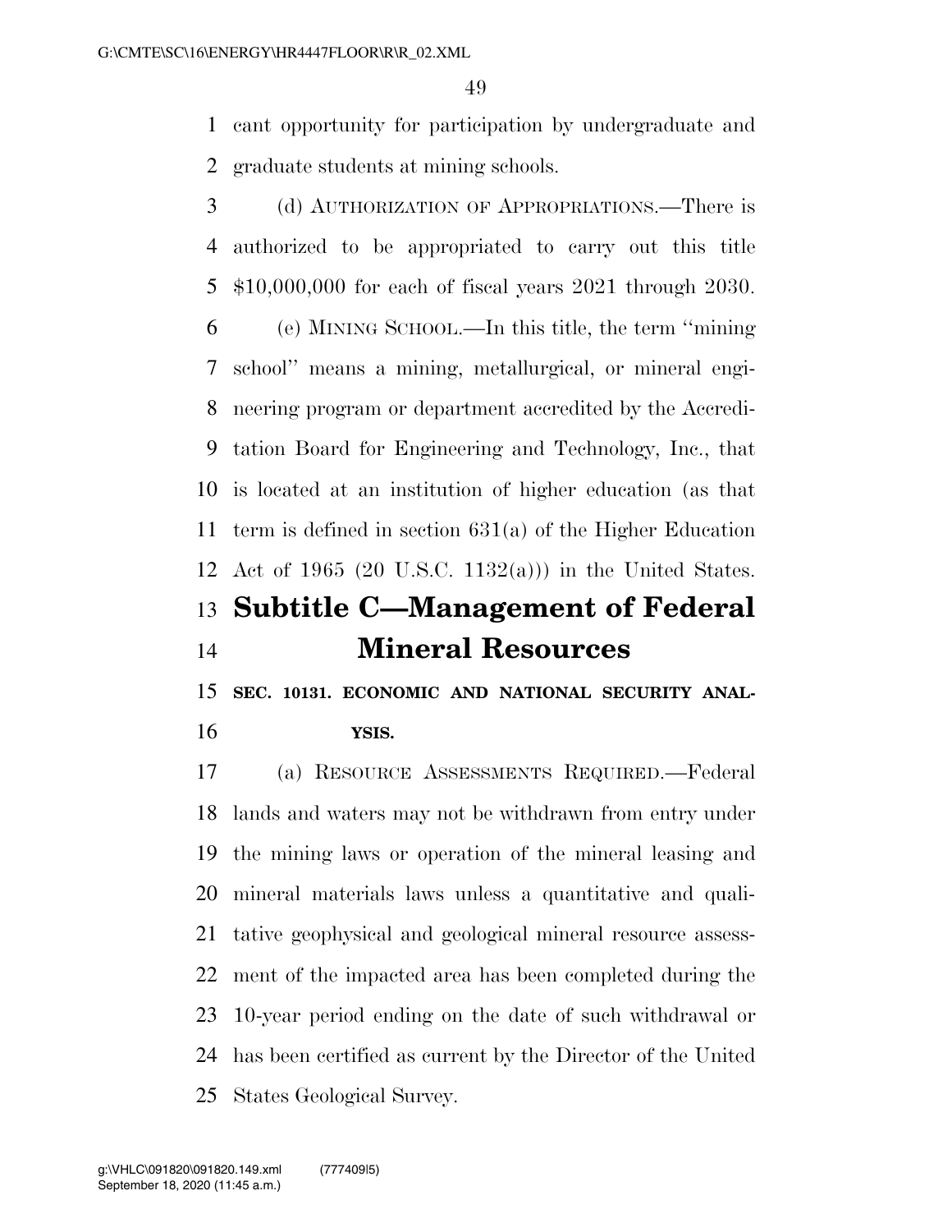cant opportunity for participation by undergraduate and graduate students at mining schools.

(d) AUTHORIZATION OF APPROPRIATIONS.—There is authorized to be appropriated to carry out this title $10,000,000 for each of fiscal years 2021 through 2030.

(e) MINING SCHOOL.—In this title, the term ''mining school'' means a mining, metallurgical, or mineral engineering program or department accredited by the Accreditation Board for Engineering and Technology, Inc., that is located at an institution of higher education (as that term is defined in section 631(a) of the Higher Education Act of 1965 (20 U.S.C. 1132(a))) in the United States.

# Subtitle C—Management of Federal Mineral Resources

### SEC. 10131. ECONOMIC AND NATIONAL SECURITY ANALYSIS.

(a) RESOURCE ASSESSMENTS REQUIRED.—Federal lands and waters may not be withdrawn from entry under the mining laws or operation of the mineral leasing and mineral materials laws unless a quantitative and qualitative geophysical and geological mineral resource assessment of the impacted area has been completed during the 10-year period ending on the date of such withdrawal or has been certified as current by the Director of the United States Geological Survey.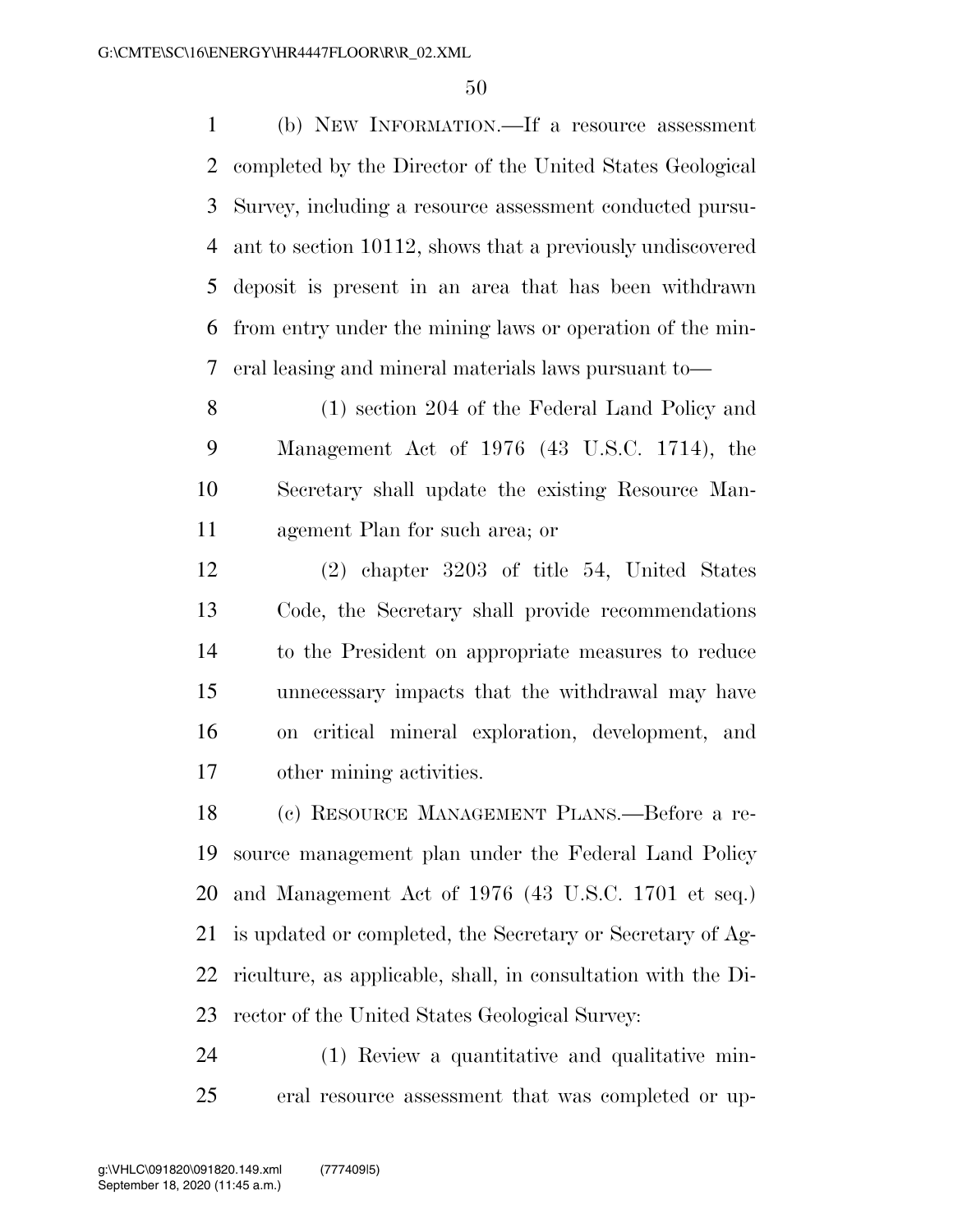(b) NEW INFORMATION.—If a resource assessment completed by the Director of the United States Geological Survey, including a resource assessment conducted pursuant to section 10112, shows that a previously undiscovered deposit is present in an area that has been withdrawn from entry under the mining laws or operation of the mineral leasing and mineral materials laws pursuant to—

(1) section 204 of the Federal Land Policy and Management Act of 1976 (43 U.S.C. 1714), the Secretary shall update the existing Resource Management Plan for such area; or

(2) chapter 3203 of title 54, United States Code, the Secretary shall provide recommendations to the President on appropriate measures to reduce unnecessary impacts that the withdrawal may have on critical mineral exploration, development, and other mining activities.

(c) RESOURCE MANAGEMENT PLANS.—Before a resource management plan under the Federal Land Policy and Management Act of 1976 (43 U.S.C. 1701 et seq.) is updated or completed, the Secretary or Secretary of Agriculture, as applicable, shall, in consultation with the Director of the United States Geological Survey:

(1) Review a quantitative and qualitative mineral resource assessment that was completed or up-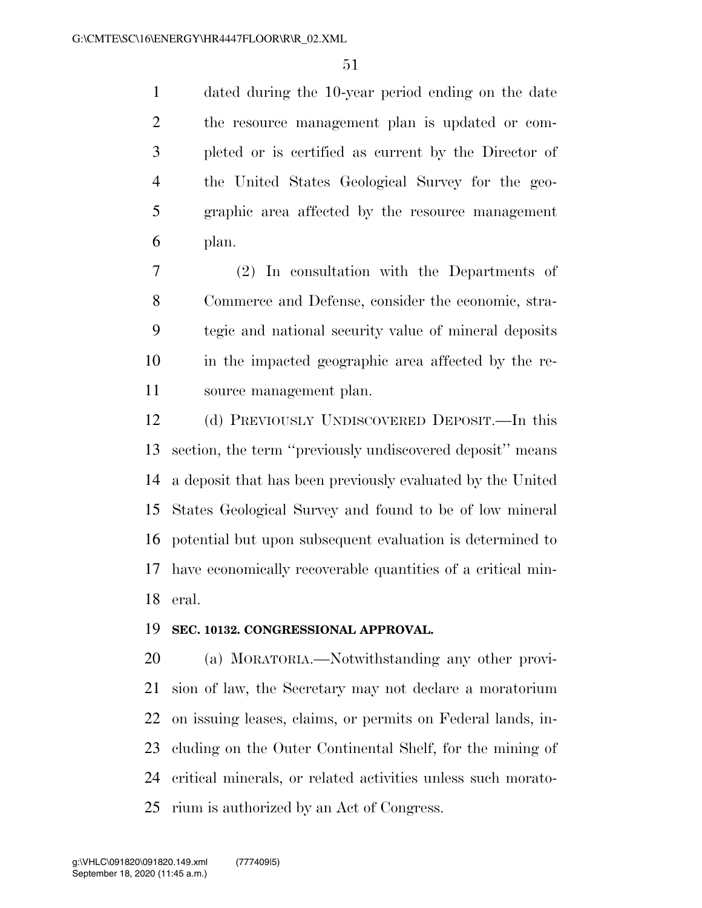dated during the 10-year period ending on the date the resource management plan is updated or completed or is certified as current by the Director of the United States Geological Survey for the geographic area affected by the resource management plan.

(2) In consultation with the Departments of Commerce and Defense, consider the economic, strategic and national security value of mineral deposits in the impacted geographic area affected by the resource management plan.

(d) PREVIOUSLY UNDISCOVERED DEPOSIT.—In this section, the term ''previously undiscovered deposit'' means a deposit that has been previously evaluated by the United States Geological Survey and found to be of low mineral potential but upon subsequent evaluation is determined to have economically recoverable quantities of a critical mineral.

**SEC. 10132. CONGRESSIONAL APPROVAL.**

(a) MORATORIA.—Notwithstanding any other provision of law, the Secretary may not declare a moratorium on issuing leases, claims, or permits on Federal lands, including on the Outer Continental Shelf, for the mining of critical minerals, or related activities unless such moratorium is authorized by an Act of Congress.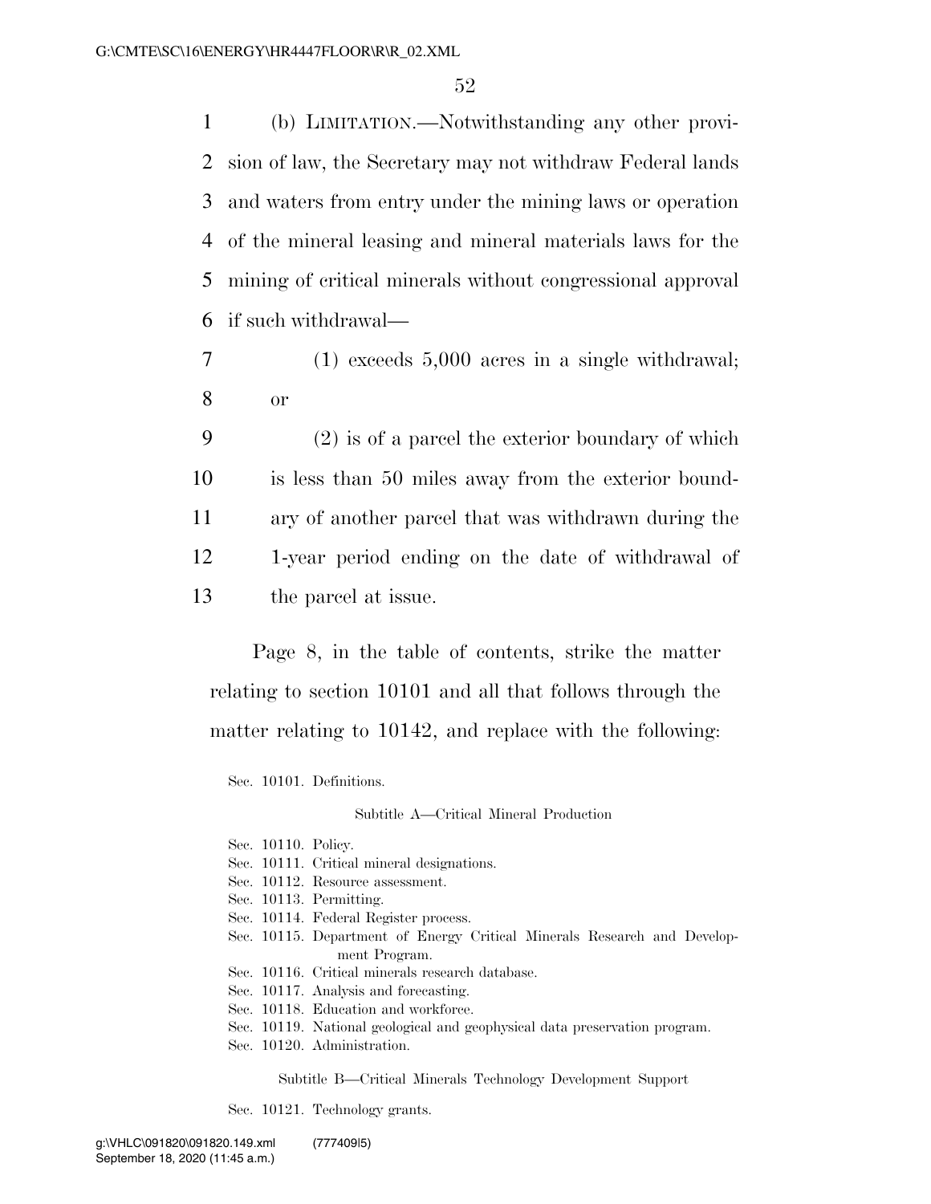(b) LIMITATION.—Notwithstanding any other provision of law, the Secretary may not withdraw Federal lands and waters from entry under the mining laws or operation of the mineral leasing and mineral materials laws for the mining of critical minerals without congressional approval if such withdrawal—

(1) exceeds 5,000 acres in a single withdrawal; or

(2) is of a parcel the exterior boundary of which is less than 50 miles away from the exterior boundary of another parcel that was withdrawn during the 1-year period ending on the date of withdrawal of the parcel at issue.

Page 8, in the table of contents, strike the matter relating to section 10101 and all that follows through the matter relating to 10142, and replace with the following:

Sec. 10101. Definitions.

Subtitle A—Critical Mineral Production

Sec. 10110. Policy.
Sec. 10111. Critical mineral designations.
Sec. 10112. Resource assessment.
Sec. 10113. Permitting.
Sec. 10114. Federal Register process.
Sec. 10115. Department of Energy Critical Minerals Research and Development Program.
Sec. 10116. Critical minerals research database.
Sec. 10117. Analysis and forecasting.
Sec. 10118. Education and workforce.
Sec. 10119. National geological and geophysical data preservation program.
Sec. 10120. Administration.

Subtitle B—Critical Minerals Technology Development Support

Sec. 10121. Technology grants.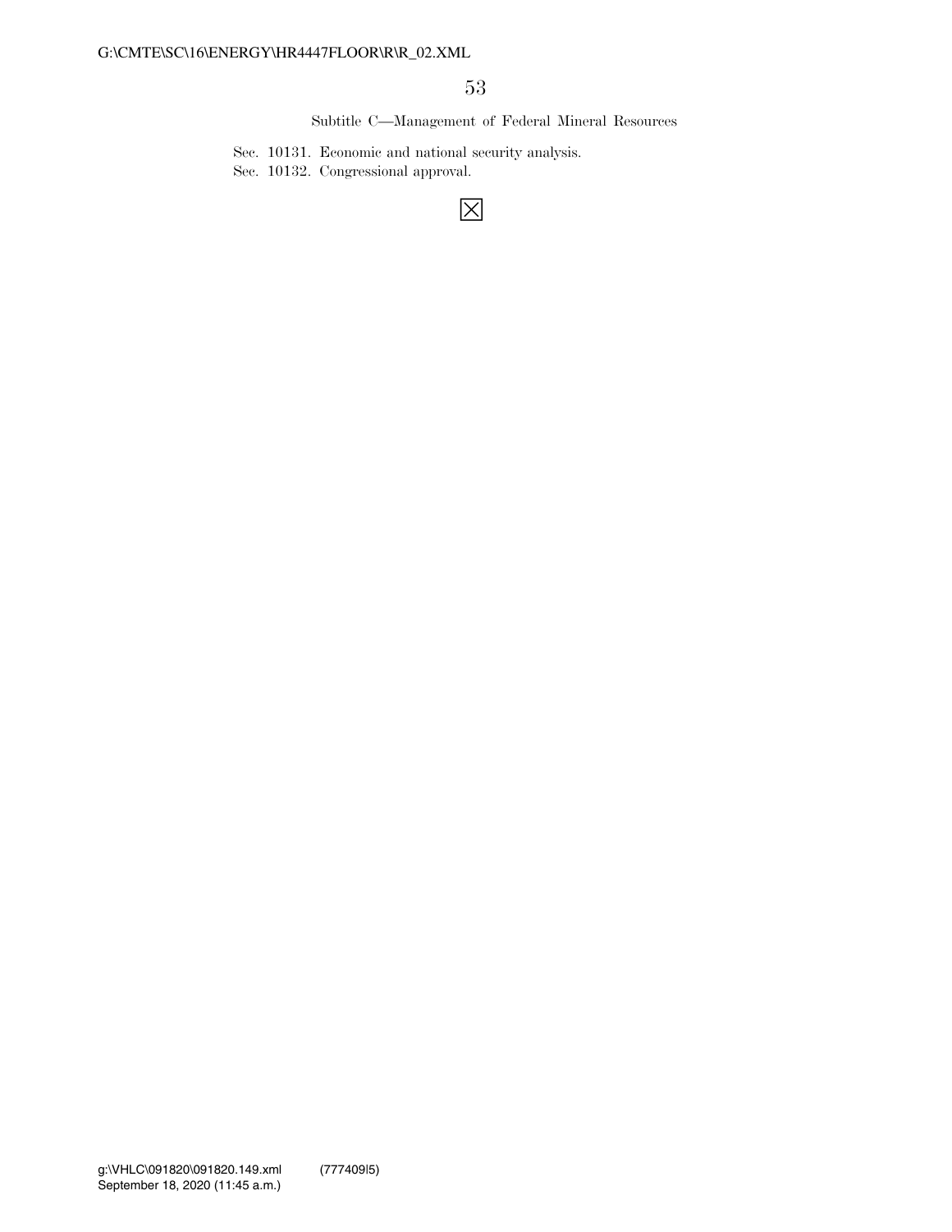Subtitle C—Management of Federal Mineral Resources

Sec. 10131. Economic and national security analysis.

Sec. 10132. Congressional approval.